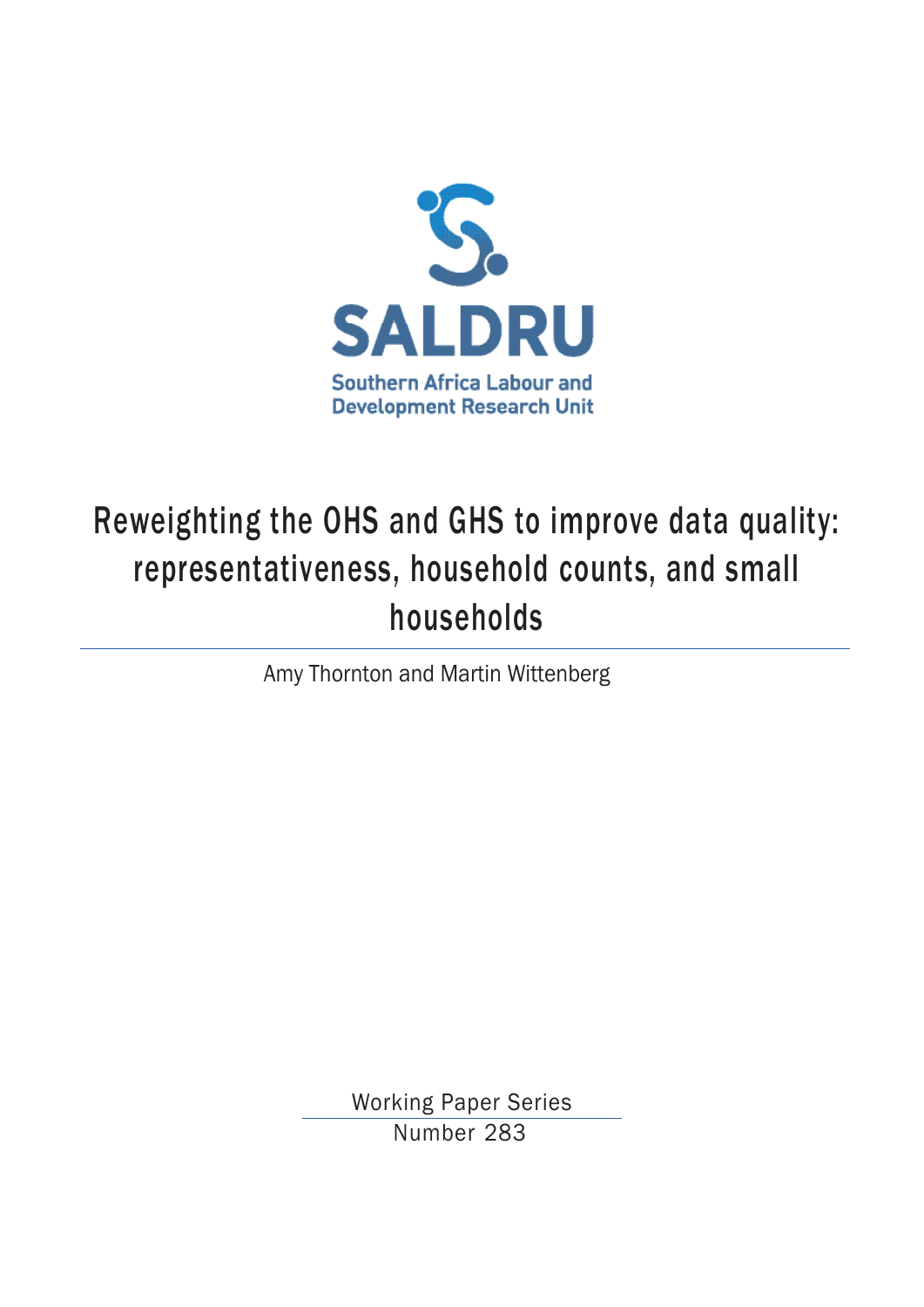SALDRU

Southern Africa Labour and Development Research Unit

# Reweighting the OHS and GHS to improve data quality: representativeness, household counts, and small households

Amy Thornton and Martin Wittenberg

Working Paper Series

Number 283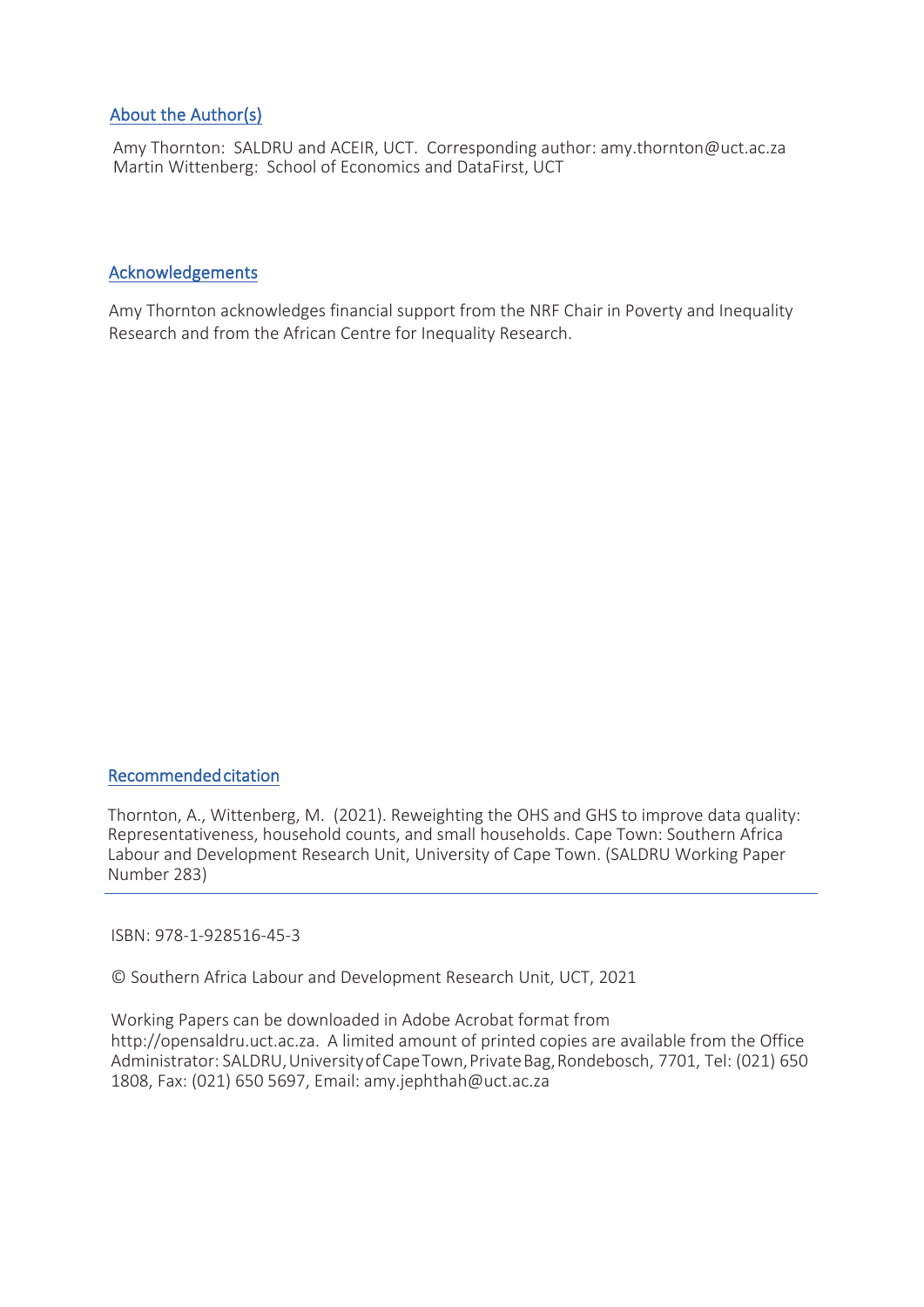## About the Author(s)

Amy Thornton: SALDRU and ACEIR, UCT. Corresponding author: amy.thornton@uct.ac.za
Martin Wittenberg: School of Economics and DataFirst, UCT

## Acknowledgements

Amy Thornton acknowledges financial support from the NRF Chair in Poverty and Inequality Research and from the African Centre for Inequality Research.

## Recommended citation

Thornton, A., Wittenberg, M. (2021). Reweighting the OHS and GHS to improve data quality: Representativeness, household counts, and small households. Cape Town: Southern Africa Labour and Development Research Unit, University of Cape Town. (SALDRU Working Paper Number 283)

---

ISBN: 978-1-928516-45-3

© Southern Africa Labour and Development Research Unit, UCT, 2021

Working Papers can be downloaded in Adobe Acrobat format from http://opensaldru.uct.ac.za. A limited amount of printed copies are available from the Office Administrator: SALDRU, University of Cape Town, Private Bag, Rondebosch, 7701, Tel: (021) 650 1808, Fax: (021) 650 5697, Email: amy.jephthah@uct.ac.za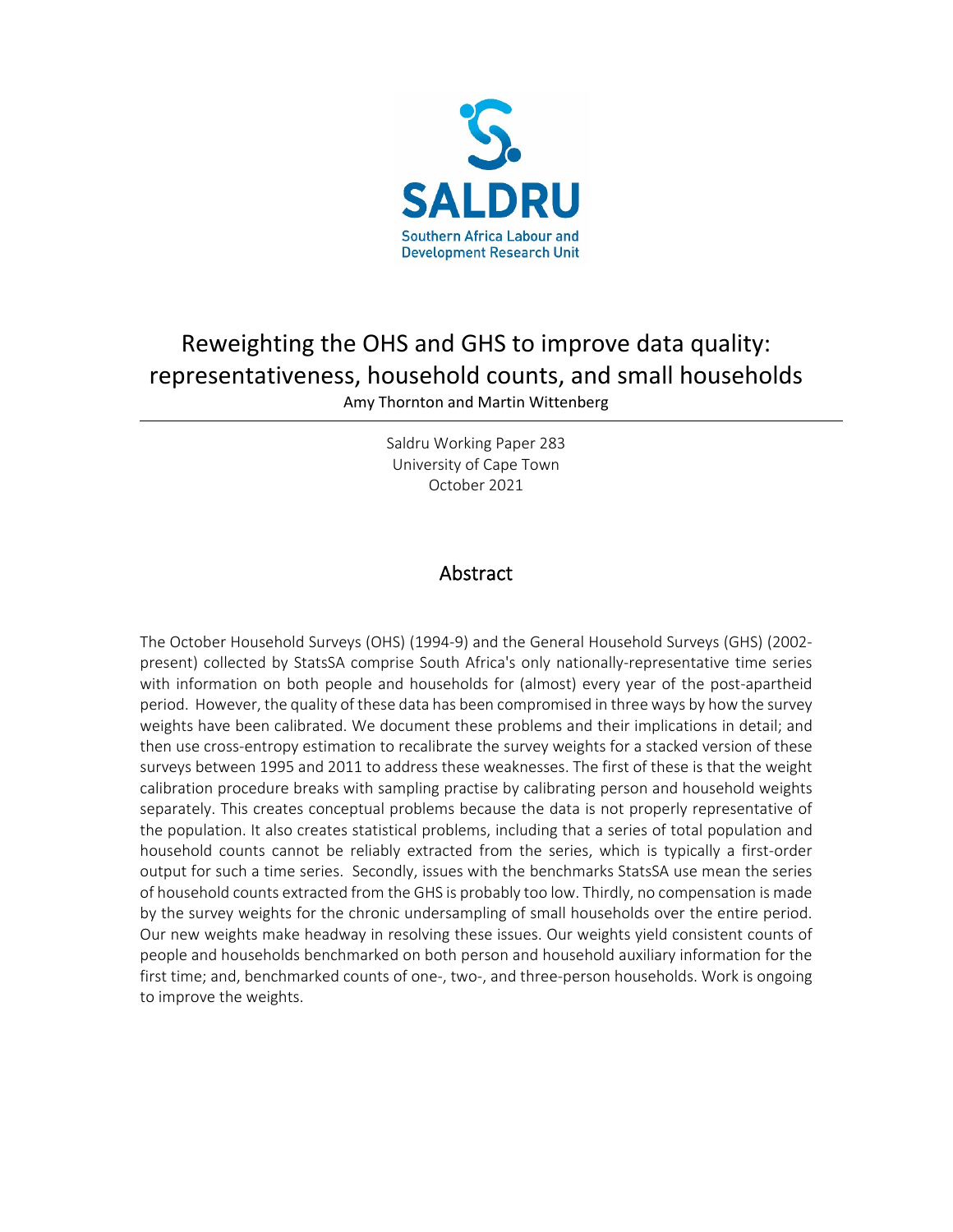SALDRU

Southern Africa Labour and Development Research Unit

# Reweighting the OHS and GHS to improve data quality: representativeness, household counts, and small households

Amy Thornton and Martin Wittenberg

Saldru Working Paper 283
University of Cape Town
October 2021

## Abstract

The October Household Surveys (OHS) (1994-9) and the General Household Surveys (GHS) (2002-present) collected by StatsSA comprise South Africa's only nationally-representative time series with information on both people and households for (almost) every year of the post-apartheid period. However, the quality of these data has been compromised in three ways by how the survey weights have been calibrated. We document these problems and their implications in detail; and then use cross-entropy estimation to recalibrate the survey weights for a stacked version of these surveys between 1995 and 2011 to address these weaknesses. The first of these is that the weight calibration procedure breaks with sampling practise by calibrating person and household weights separately. This creates conceptual problems because the data is not properly representative of the population. It also creates statistical problems, including that a series of total population and household counts cannot be reliably extracted from the series, which is typically a first-order output for such a time series. Secondly, issues with the benchmarks StatsSA use mean the series of household counts extracted from the GHS is probably too low. Thirdly, no compensation is made by the survey weights for the chronic undersampling of small households over the entire period. Our new weights make headway in resolving these issues. Our weights yield consistent counts of people and households benchmarked on both person and household auxiliary information for the first time; and, benchmarked counts of one-, two-, and three-person households. Work is ongoing to improve the weights.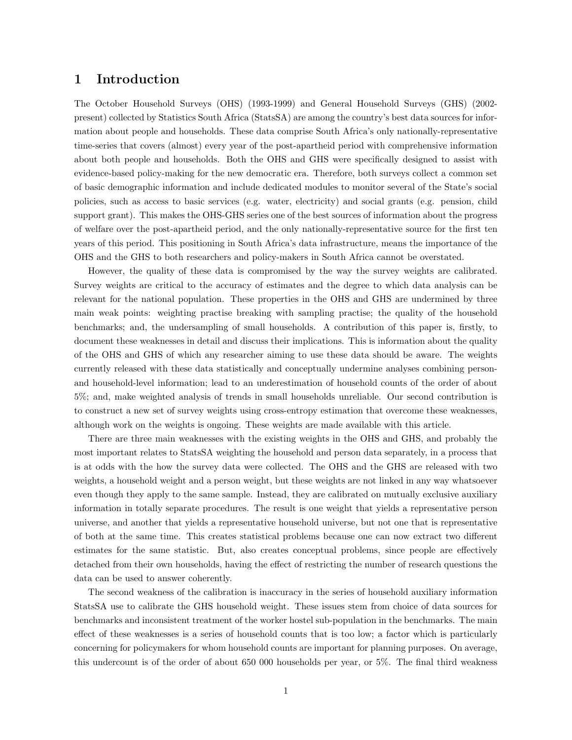# 1 Introduction

The October Household Surveys (OHS) (1993-1999) and General Household Surveys (GHS) (2002-present) collected by Statistics South Africa (StatsSA) are among the country's best data sources for information about people and households. These data comprise South Africa's only nationally-representative time-series that covers (almost) every year of the post-apartheid period with comprehensive information about both people and households. Both the OHS and GHS were specifically designed to assist with evidence-based policy-making for the new democratic era. Therefore, both surveys collect a common set of basic demographic information and include dedicated modules to monitor several of the State's social policies, such as access to basic services (e.g. water, electricity) and social grants (e.g. pension, child support grant). This makes the OHS-GHS series one of the best sources of information about the progress of welfare over the post-apartheid period, and the only nationally-representative source for the first ten years of this period. This positioning in South Africa's data infrastructure, means the importance of the OHS and the GHS to both researchers and policy-makers in South Africa cannot be overstated.

However, the quality of these data is compromised by the way the survey weights are calibrated. Survey weights are critical to the accuracy of estimates and the degree to which data analysis can be relevant for the national population. These properties in the OHS and GHS are undermined by three main weak points: weighting practise breaking with sampling practise; the quality of the household benchmarks; and, the undersampling of small households. A contribution of this paper is, firstly, to document these weaknesses in detail and discuss their implications. This is information about the quality of the OHS and GHS of which any researcher aiming to use these data should be aware. The weights currently released with these data statistically and conceptually undermine analyses combining person- and household-level information; lead to an underestimation of household counts of the order of about 5%; and, make weighted analysis of trends in small households unreliable. Our second contribution is to construct a new set of survey weights using cross-entropy estimation that overcome these weaknesses, although work on the weights is ongoing. These weights are made available with this article.

There are three main weaknesses with the existing weights in the OHS and GHS, and probably the most important relates to StatsSA weighting the household and person data separately, in a process that is at odds with the how the survey data were collected. The OHS and the GHS are released with two weights, a household weight and a person weight, but these weights are not linked in any way whatsoever even though they apply to the same sample. Instead, they are calibrated on mutually exclusive auxiliary information in totally separate procedures. The result is one weight that yields a representative person universe, and another that yields a representative household universe, but not one that is representative of both at the same time. This creates statistical problems because one can now extract two different estimates for the same statistic. But, also creates conceptual problems, since people are effectively detached from their own households, having the effect of restricting the number of research questions the data can be used to answer coherently.

The second weakness of the calibration is inaccuracy in the series of household auxiliary information StatsSA use to calibrate the GHS household weight. These issues stem from choice of data sources for benchmarks and inconsistent treatment of the worker hostel sub-population in the benchmarks. The main effect of these weaknesses is a series of household counts that is too low; a factor which is particularly concerning for policymakers for whom household counts are important for planning purposes. On average, this undercount is of the order of about 650 000 households per year, or 5%. The final third weakness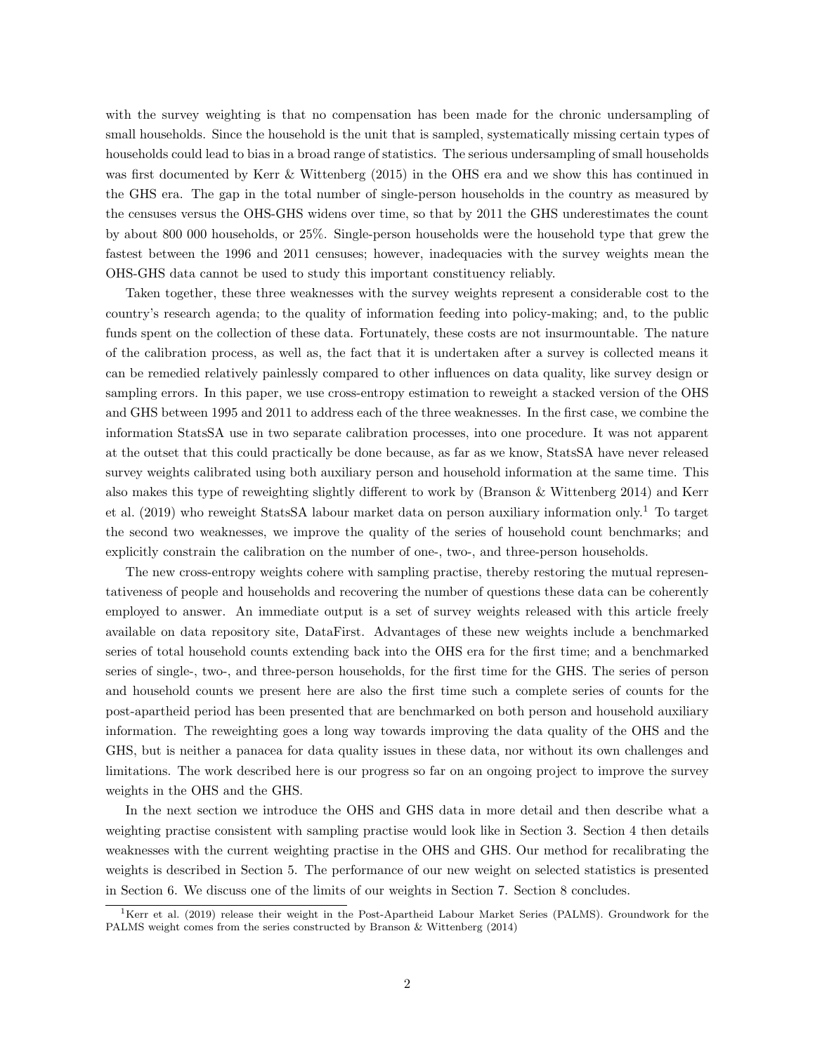with the survey weighting is that no compensation has been made for the chronic undersampling of small households. Since the household is the unit that is sampled, systematically missing certain types of households could lead to bias in a broad range of statistics. The serious undersampling of small households was first documented by Kerr & Wittenberg (2015) in the OHS era and we show this has continued in the GHS era. The gap in the total number of single-person households in the country as measured by the censuses versus the OHS-GHS widens over time, so that by 2011 the GHS underestimates the count by about 800 000 households, or 25%. Single-person households were the household type that grew the fastest between the 1996 and 2011 censuses; however, inadequacies with the survey weights mean the OHS-GHS data cannot be used to study this important constituency reliably.

Taken together, these three weaknesses with the survey weights represent a considerable cost to the country's research agenda; to the quality of information feeding into policy-making; and, to the public funds spent on the collection of these data. Fortunately, these costs are not insurmountable. The nature of the calibration process, as well as, the fact that it is undertaken after a survey is collected means it can be remedied relatively painlessly compared to other influences on data quality, like survey design or sampling errors. In this paper, we use cross-entropy estimation to reweight a stacked version of the OHS and GHS between 1995 and 2011 to address each of the three weaknesses. In the first case, we combine the information StatsSA use in two separate calibration processes, into one procedure. It was not apparent at the outset that this could practically be done because, as far as we know, StatsSA have never released survey weights calibrated using both auxiliary person and household information at the same time. This also makes this type of reweighting slightly different to work by (Branson & Wittenberg 2014) and Kerr et al. (2019) who reweight StatsSA labour market data on person auxiliary information only.[1] To target the second two weaknesses, we improve the quality of the series of household count benchmarks; and explicitly constrain the calibration on the number of one-, two-, and three-person households.

The new cross-entropy weights cohere with sampling practise, thereby restoring the mutual representativeness of people and households and recovering the number of questions these data can be coherently employed to answer. An immediate output is a set of survey weights released with this article freely available on data repository site, DataFirst. Advantages of these new weights include a benchmarked series of total household counts extending back into the OHS era for the first time; and a benchmarked series of single-, two-, and three-person households, for the first time for the GHS. The series of person and household counts we present here are also the first time such a complete series of counts for the post-apartheid period has been presented that are benchmarked on both person and household auxiliary information. The reweighting goes a long way towards improving the data quality of the OHS and the GHS, but is neither a panacea for data quality issues in these data, nor without its own challenges and limitations. The work described here is our progress so far on an ongoing project to improve the survey weights in the OHS and the GHS.

In the next section we introduce the OHS and GHS data in more detail and then describe what a weighting practise consistent with sampling practise would look like in Section 3. Section 4 then details weaknesses with the current weighting practise in the OHS and GHS. Our method for recalibrating the weights is described in Section 5. The performance of our new weight on selected statistics is presented in Section 6. We discuss one of the limits of our weights in Section 7. Section 8 concludes.

[1] Kerr et al. (2019) release their weight in the Post-Apartheid Labour Market Series (PALMS). Groundwork for the PALMS weight comes from the series constructed by Branson & Wittenberg (2014)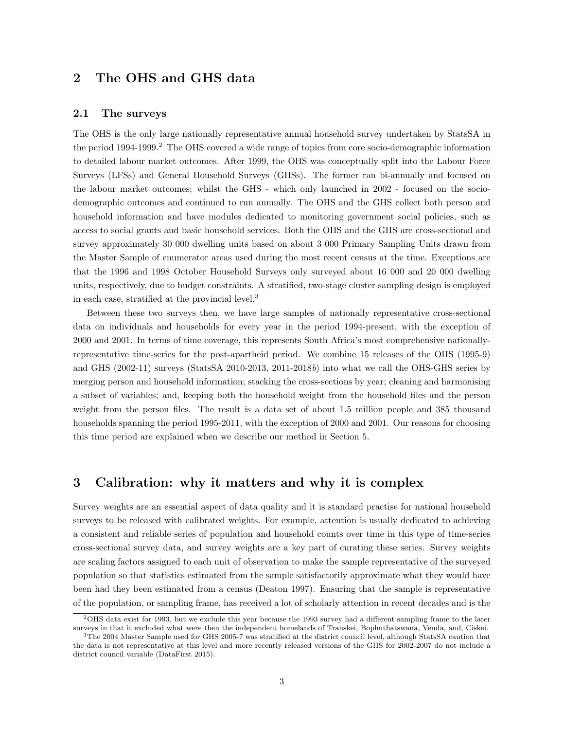## 2 The OHS and GHS data

### 2.1 The surveys

The OHS is the only large nationally representative annual household survey undertaken by StatsSA in the period 1994-1999.[2] The OHS covered a wide range of topics from core socio-demographic information to detailed labour market outcomes. After 1999, the OHS was conceptually split into the Labour Force Surveys (LFSs) and General Household Surveys (GHSs). The former ran bi-annually and focused on the labour market outcomes; whilst the GHS - which only launched in 2002 - focused on the socio-demographic outcomes and continued to run annually. The OHS and the GHS collect both person and household information and have modules dedicated to monitoring government social policies, such as access to social grants and basic household services. Both the OHS and the GHS are cross-sectional and survey approximately 30 000 dwelling units based on about 3 000 Primary Sampling Units drawn from the Master Sample of enumerator areas used during the most recent census at the time. Exceptions are that the 1996 and 1998 October Household Surveys only surveyed about 16 000 and 20 000 dwelling units, respectively, due to budget constraints. A stratified, two-stage cluster sampling design is employed in each case, stratified at the provincial level.[3]

Between these two surveys then, we have large samples of nationally representative cross-sectional data on individuals and households for every year in the period 1994-present, with the exception of 2000 and 2001. In terms of time coverage, this represents South Africa's most comprehensive nationally-representative time-series for the post-apartheid period. We combine 15 releases of the OHS (1995-9) and GHS (2002-11) surveys (StatsSA 2010-2013, 2011-2018*b*) into what we call the OHS-GHS series by merging person and household information; stacking the cross-sections by year; cleaning and harmonising a subset of variables; and, keeping both the household weight from the household files and the person weight from the person files. The result is a data set of about 1.5 million people and 385 thousand households spanning the period 1995-2011, with the exception of 2000 and 2001. Our reasons for choosing this time period are explained when we describe our method in Section 5.

## 3 Calibration: why it matters and why it is complex

Survey weights are an essential aspect of data quality and it is standard practise for national household surveys to be released with calibrated weights. For example, attention is usually dedicated to achieving a consistent and reliable series of population and household counts over time in this type of time-series cross-sectional survey data, and survey weights are a key part of curating these series. Survey weights are scaling factors assigned to each unit of observation to make the sample representative of the surveyed population so that statistics estimated from the sample satisfactorily approximate what they would have been had they been estimated from a census (Deaton 1997). Ensuring that the sample is representative of the population, or sampling frame, has received a lot of scholarly attention in recent decades and is the

[2] OHS data exist for 1993, but we exclude this year because the 1993 survey had a different sampling frame to the later surveys in that it excluded what were then the independent homelands of Transkei, Bophuthatswana, Venda, and, Ciskei.

[3] The 2004 Master Sample used for GHS 2005-7 was stratified at the district council level, although StatsSA caution that the data is not representative at this level and more recently released versions of the GHS for 2002-2007 do not include a district council variable (DataFirst 2015).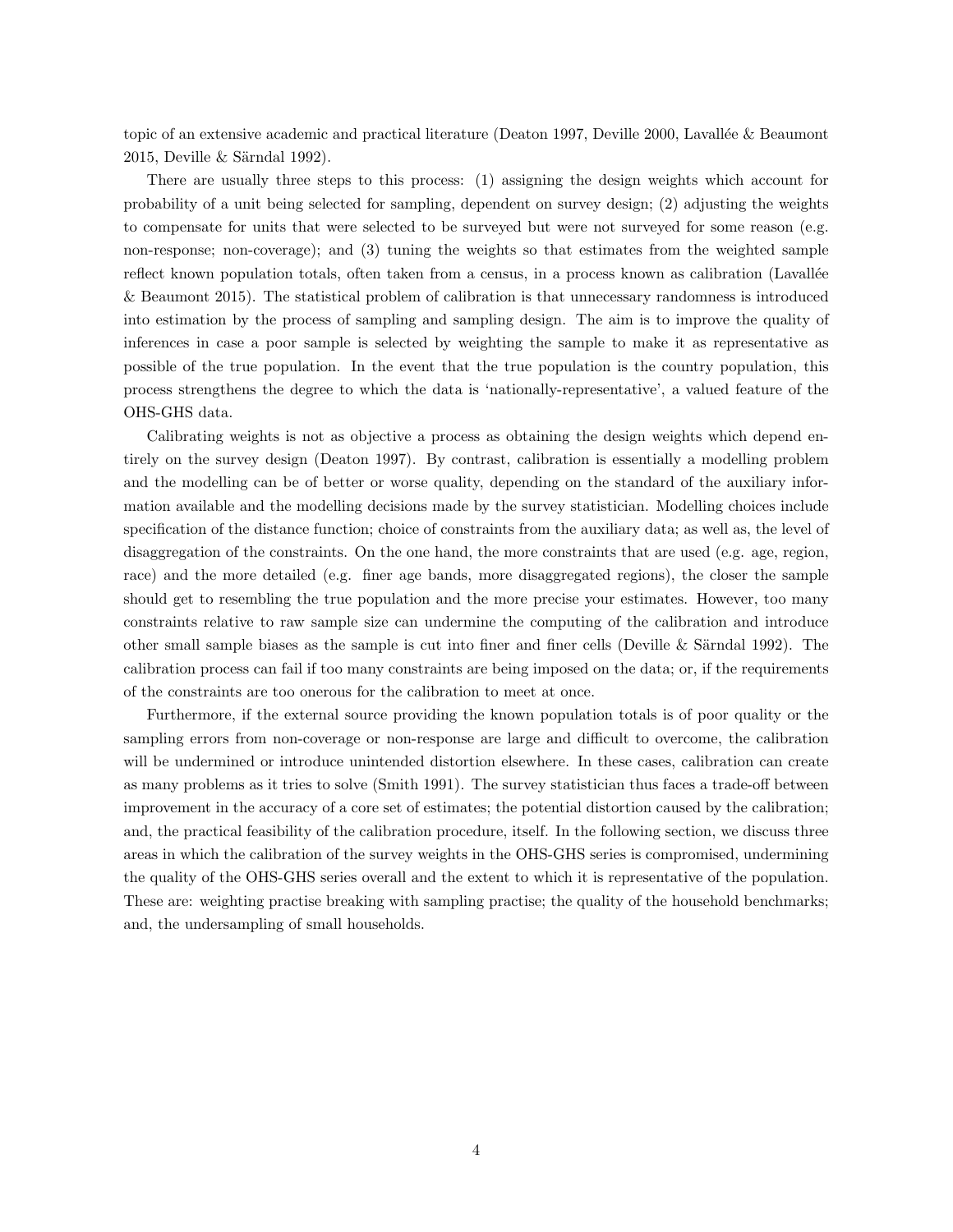topic of an extensive academic and practical literature (Deaton 1997, Deville 2000, Lavallée & Beaumont 2015, Deville & Särndal 1992).

There are usually three steps to this process: (1) assigning the design weights which account for probability of a unit being selected for sampling, dependent on survey design; (2) adjusting the weights to compensate for units that were selected to be surveyed but were not surveyed for some reason (e.g. non-response; non-coverage); and (3) tuning the weights so that estimates from the weighted sample reflect known population totals, often taken from a census, in a process known as calibration (Lavallée & Beaumont 2015). The statistical problem of calibration is that unnecessary randomness is introduced into estimation by the process of sampling and sampling design. The aim is to improve the quality of inferences in case a poor sample is selected by weighting the sample to make it as representative as possible of the true population. In the event that the true population is the country population, this process strengthens the degree to which the data is 'nationally-representative', a valued feature of the OHS-GHS data.

Calibrating weights is not as objective a process as obtaining the design weights which depend entirely on the survey design (Deaton 1997). By contrast, calibration is essentially a modelling problem and the modelling can be of better or worse quality, depending on the standard of the auxiliary information available and the modelling decisions made by the survey statistician. Modelling choices include specification of the distance function; choice of constraints from the auxiliary data; as well as, the level of disaggregation of the constraints. On the one hand, the more constraints that are used (e.g. age, region, race) and the more detailed (e.g. finer age bands, more disaggregated regions), the closer the sample should get to resembling the true population and the more precise your estimates. However, too many constraints relative to raw sample size can undermine the computing of the calibration and introduce other small sample biases as the sample is cut into finer and finer cells (Deville & Särndal 1992). The calibration process can fail if too many constraints are being imposed on the data; or, if the requirements of the constraints are too onerous for the calibration to meet at once.

Furthermore, if the external source providing the known population totals is of poor quality or the sampling errors from non-coverage or non-response are large and difficult to overcome, the calibration will be undermined or introduce unintended distortion elsewhere. In these cases, calibration can create as many problems as it tries to solve (Smith 1991). The survey statistician thus faces a trade-off between improvement in the accuracy of a core set of estimates; the potential distortion caused by the calibration; and, the practical feasibility of the calibration procedure, itself. In the following section, we discuss three areas in which the calibration of the survey weights in the OHS-GHS series is compromised, undermining the quality of the OHS-GHS series overall and the extent to which it is representative of the population. These are: weighting practise breaking with sampling practise; the quality of the household benchmarks; and, the undersampling of small households.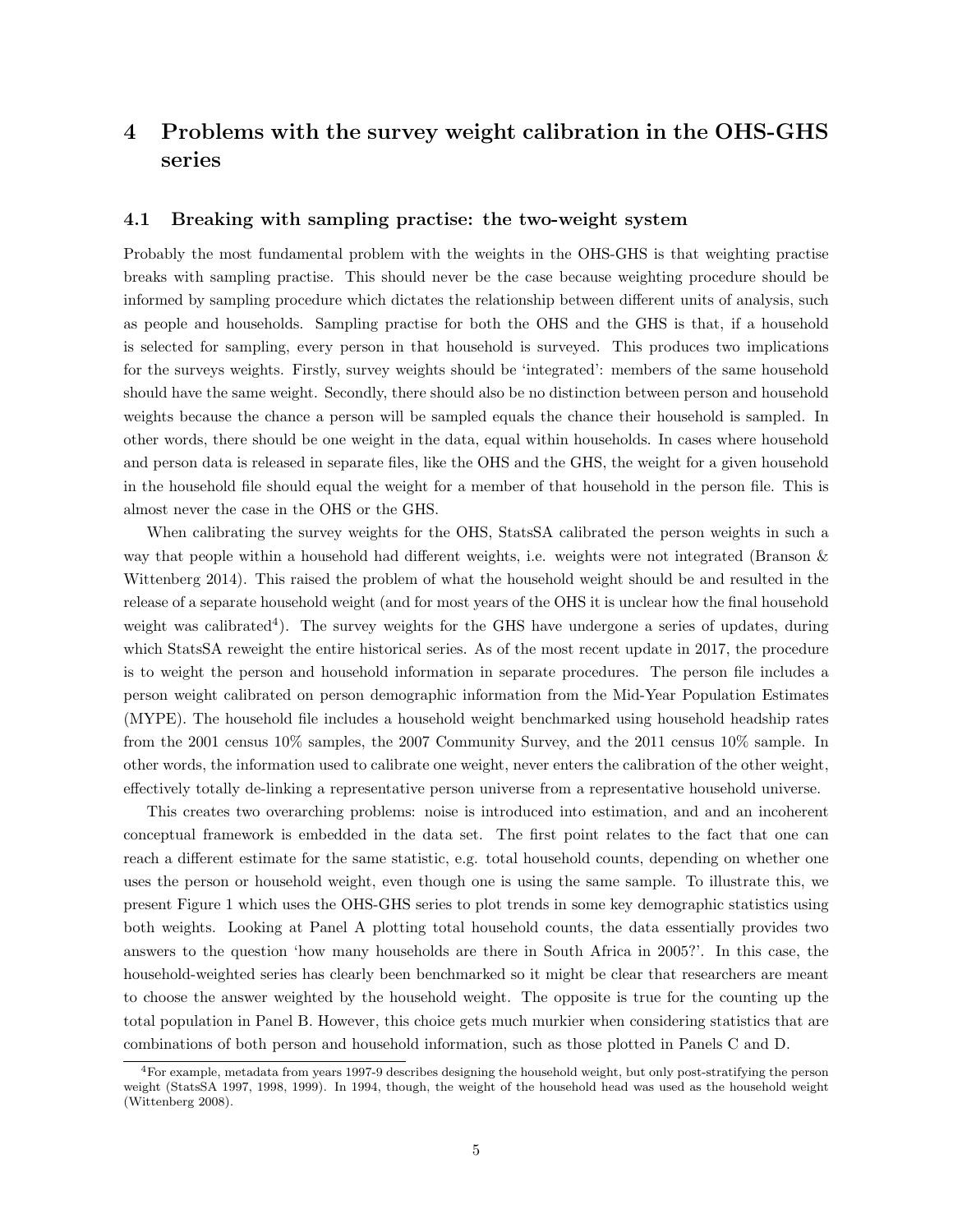# 4 Problems with the survey weight calibration in the OHS-GHS series

## 4.1 Breaking with sampling practise: the two-weight system

Probably the most fundamental problem with the weights in the OHS-GHS is that weighting practise breaks with sampling practise. This should never be the case because weighting procedure should be informed by sampling procedure which dictates the relationship between different units of analysis, such as people and households. Sampling practise for both the OHS and the GHS is that, if a household is selected for sampling, every person in that household is surveyed. This produces two implications for the surveys weights. Firstly, survey weights should be 'integrated': members of the same household should have the same weight. Secondly, there should also be no distinction between person and household weights because the chance a person will be sampled equals the chance their household is sampled. In other words, there should be one weight in the data, equal within households. In cases where household and person data is released in separate files, like the OHS and the GHS, the weight for a given household in the household file should equal the weight for a member of that household in the person file. This is almost never the case in the OHS or the GHS.

When calibrating the survey weights for the OHS, StatsSA calibrated the person weights in such a way that people within a household had different weights, i.e. weights were not integrated (Branson & Wittenberg 2014). This raised the problem of what the household weight should be and resulted in the release of a separate household weight (and for most years of the OHS it is unclear how the final household weight was calibrated[4]). The survey weights for the GHS have undergone a series of updates, during which StatsSA reweight the entire historical series. As of the most recent update in 2017, the procedure is to weight the person and household information in separate procedures. The person file includes a person weight calibrated on person demographic information from the Mid-Year Population Estimates (MYPE). The household file includes a household weight benchmarked using household headship rates from the 2001 census 10% samples, the 2007 Community Survey, and the 2011 census 10% sample. In other words, the information used to calibrate one weight, never enters the calibration of the other weight, effectively totally de-linking a representative person universe from a representative household universe.

This creates two overarching problems: noise is introduced into estimation, and and an incoherent conceptual framework is embedded in the data set. The first point relates to the fact that one can reach a different estimate for the same statistic, e.g. total household counts, depending on whether one uses the person or household weight, even though one is using the same sample. To illustrate this, we present Figure 1 which uses the OHS-GHS series to plot trends in some key demographic statistics using both weights. Looking at Panel A plotting total household counts, the data essentially provides two answers to the question 'how many households are there in South Africa in 2005?'. In this case, the household-weighted series has clearly been benchmarked so it might be clear that researchers are meant to choose the answer weighted by the household weight. The opposite is true for the counting up the total population in Panel B. However, this choice gets much murkier when considering statistics that are combinations of both person and household information, such as those plotted in Panels C and D.

[4] For example, metadata from years 1997-9 describes designing the household weight, but only post-stratifying the person weight (StatsSA 1997, 1998, 1999). In 1994, though, the weight of the household head was used as the household weight (Wittenberg 2008).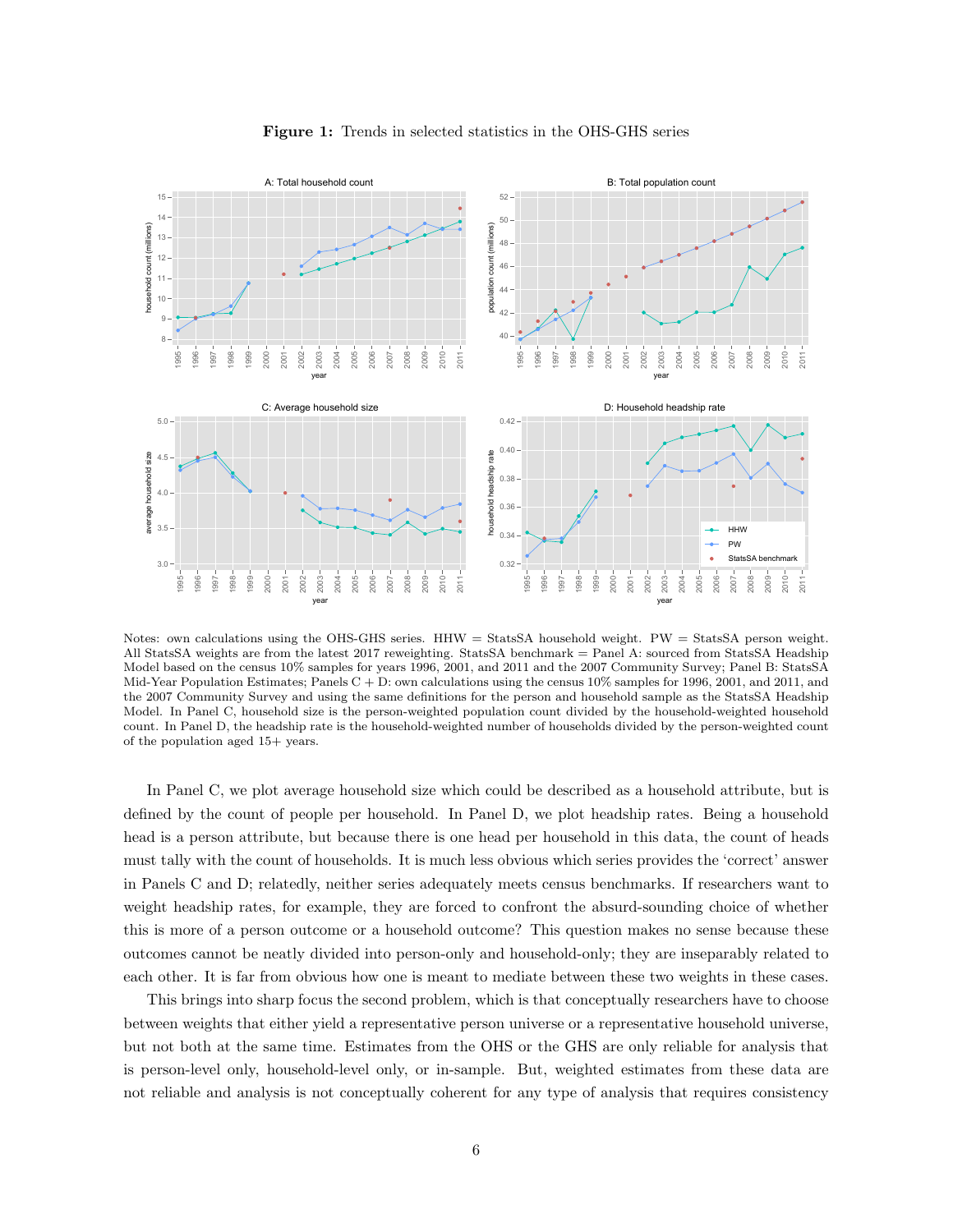**Figure 1:** Trends in selected statistics in the OHS-GHS series

Notes: own calculations using the OHS-GHS series. HHW = StatsSA household weight. PW = StatsSA person weight. All StatsSA weights are from the latest 2017 reweighting. StatsSA benchmark = Panel A: sourced from StatsSA Headship Model based on the census 10% samples for years 1996, 2001, and 2011 and the 2007 Community Survey; Panel B: StatsSA Mid-Year Population Estimates; Panels C + D: own calculations using the census 10% samples for 1996, 2001, and 2011, and the 2007 Community Survey and using the same definitions for the person and household sample as the StatsSA Headship Model. In Panel C, household size is the person-weighted population count divided by the household-weighted household count. In Panel D, the headship rate is the household-weighted number of households divided by the person-weighted count of the population aged 15+ years.

In Panel C, we plot average household size which could be described as a household attribute, but is defined by the count of people per household. In Panel D, we plot headship rates. Being a household head is a person attribute, but because there is one head per household in this data, the count of heads must tally with the count of households. It is much less obvious which series provides the 'correct' answer in Panels C and D; relatedly, neither series adequately meets census benchmarks. If researchers want to weight headship rates, for example, they are forced to confront the absurd-sounding choice of whether this is more of a person outcome or a household outcome? This question makes no sense because these outcomes cannot be neatly divided into person-only and household-only; they are inseparably related to each other. It is far from obvious how one is meant to mediate between these two weights in these cases.

This brings into sharp focus the second problem, which is that conceptually researchers have to choose between weights that either yield a representative person universe or a representative household universe, but not both at the same time. Estimates from the OHS or the GHS are only reliable for analysis that is person-level only, household-level only, or in-sample. But, weighted estimates from these data are not reliable and analysis is not conceptually coherent for any type of analysis that requires consistency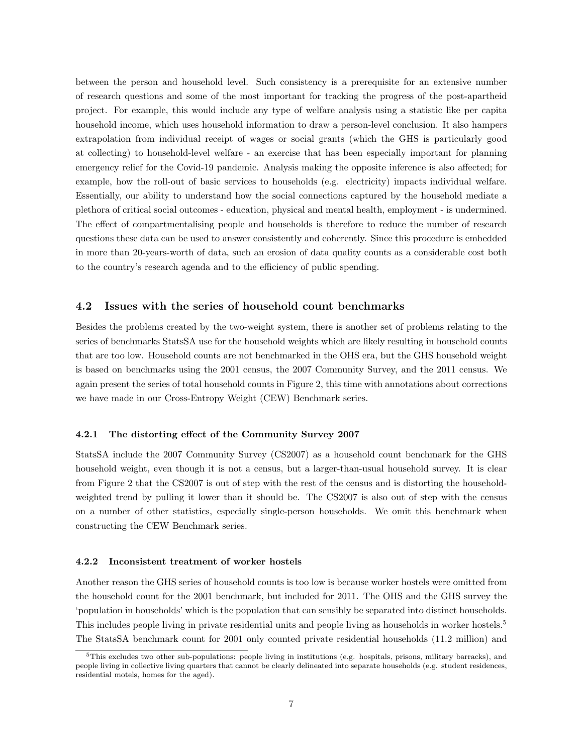between the person and household level. Such consistency is a prerequisite for an extensive number of research questions and some of the most important for tracking the progress of the post-apartheid project. For example, this would include any type of welfare analysis using a statistic like per capita household income, which uses household information to draw a person-level conclusion. It also hampers extrapolation from individual receipt of wages or social grants (which the GHS is particularly good at collecting) to household-level welfare - an exercise that has been especially important for planning emergency relief for the Covid-19 pandemic. Analysis making the opposite inference is also affected; for example, how the roll-out of basic services to households (e.g. electricity) impacts individual welfare. Essentially, our ability to understand how the social connections captured by the household mediate a plethora of critical social outcomes - education, physical and mental health, employment - is undermined. The effect of compartmentalising people and households is therefore to reduce the number of research questions these data can be used to answer consistently and coherently. Since this procedure is embedded in more than 20-years-worth of data, such an erosion of data quality counts as a considerable cost both to the country's research agenda and to the efficiency of public spending.

## 4.2 Issues with the series of household count benchmarks

Besides the problems created by the two-weight system, there is another set of problems relating to the series of benchmarks StatsSA use for the household weights which are likely resulting in household counts that are too low. Household counts are not benchmarked in the OHS era, but the GHS household weight is based on benchmarks using the 2001 census, the 2007 Community Survey, and the 2011 census. We again present the series of total household counts in Figure 2, this time with annotations about corrections we have made in our Cross-Entropy Weight (CEW) Benchmark series.

### 4.2.1 The distorting effect of the Community Survey 2007

StatsSA include the 2007 Community Survey (CS2007) as a household count benchmark for the GHS household weight, even though it is not a census, but a larger-than-usual household survey. It is clear from Figure 2 that the CS2007 is out of step with the rest of the census and is distorting the household-weighted trend by pulling it lower than it should be. The CS2007 is also out of step with the census on a number of other statistics, especially single-person households. We omit this benchmark when constructing the CEW Benchmark series.

### 4.2.2 Inconsistent treatment of worker hostels

Another reason the GHS series of household counts is too low is because worker hostels were omitted from the household count for the 2001 benchmark, but included for 2011. The OHS and the GHS survey the 'population in households' which is the population that can sensibly be separated into distinct households. This includes people living in private residential units and people living as households in worker hostels.[5] The StatsSA benchmark count for 2001 only counted private residential households (11.2 million) and

[5] This excludes two other sub-populations: people living in institutions (e.g. hospitals, prisons, military barracks), and people living in collective living quarters that cannot be clearly delineated into separate households (e.g. student residences, residential motels, homes for the aged).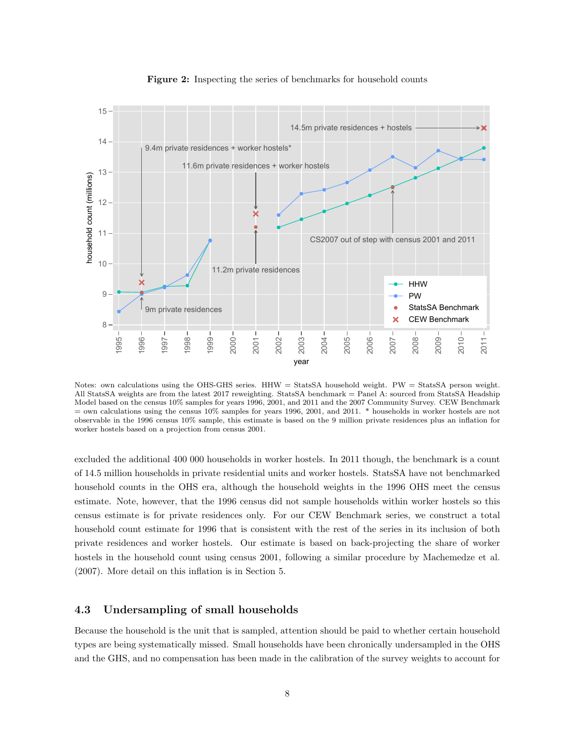**Figure 2:** Inspecting the series of benchmarks for household counts

Notes: own calculations using the OHS-GHS series. HHW = StatsSA household weight. PW = StatsSA person weight. All StatsSA weights are from the latest 2017 reweighting. StatsSA benchmark = Panel A: sourced from StatsSA Headship Model based on the census 10% samples for years 1996, 2001, and 2011 and the 2007 Community Survey. CEW Benchmark = own calculations using the census 10% samples for years 1996, 2001, and 2011. * households in worker hostels are not observable in the 1996 census 10% sample, this estimate is based on the 9 million private residences plus an inflation for worker hostels based on a projection from census 2001.

excluded the additional 400 000 households in worker hostels. In 2011 though, the benchmark is a count of 14.5 million households in private residential units and worker hostels. StatsSA have not benchmarked household counts in the OHS era, although the household weights in the 1996 OHS meet the census estimate. Note, however, that the 1996 census did not sample households within worker hostels so this census estimate is for private residences only. For our CEW Benchmark series, we construct a total household count estimate for 1996 that is consistent with the rest of the series in its inclusion of both private residences and worker hostels. Our estimate is based on back-projecting the share of worker hostels in the household count using census 2001, following a similar procedure by Machemedze et al. (2007). More detail on this inflation is in Section 5.

## 4.3 Undersampling of small households

Because the household is the unit that is sampled, attention should be paid to whether certain household types are being systematically missed. Small households have been chronically undersampled in the OHS and the GHS, and no compensation has been made in the calibration of the survey weights to account for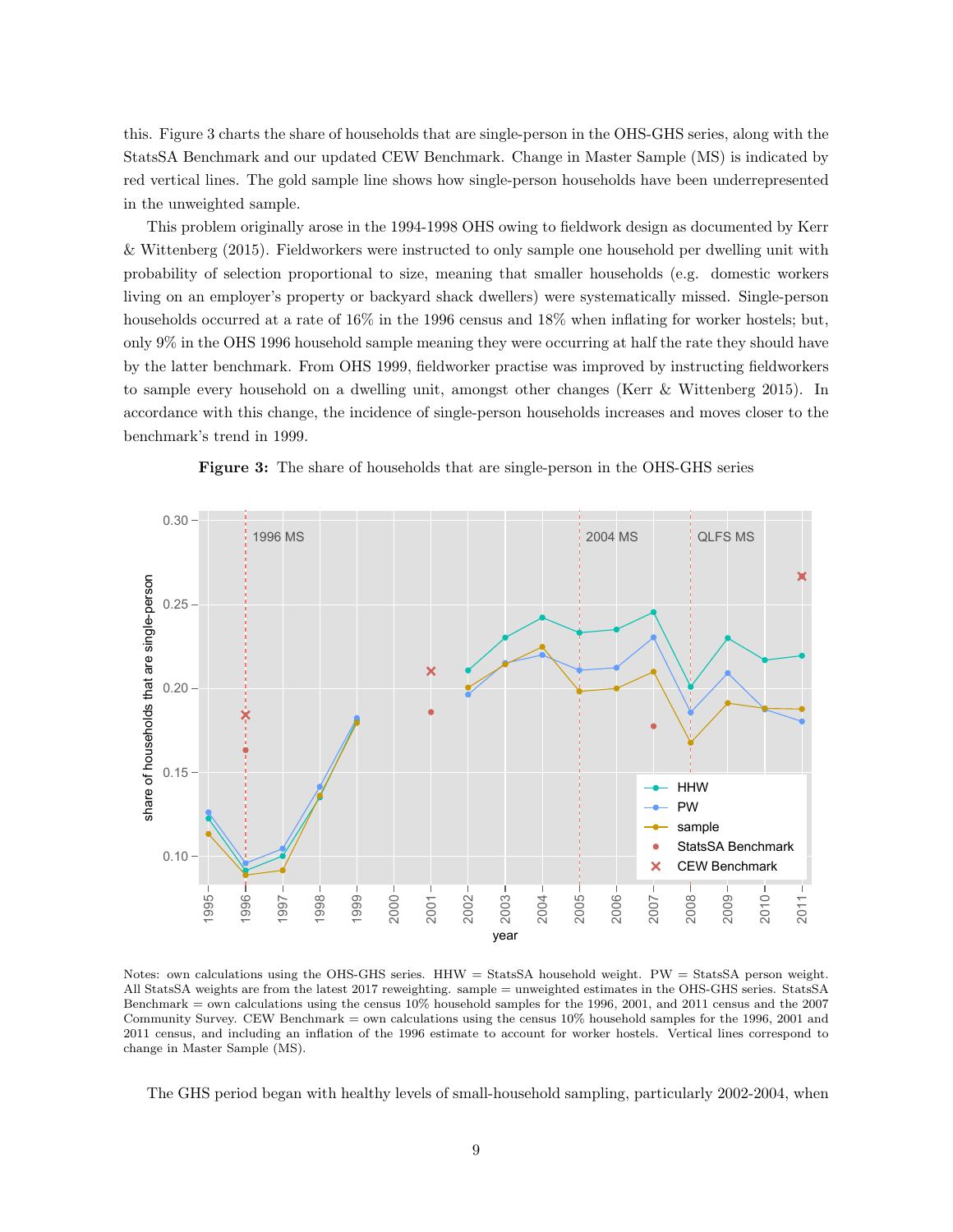this. Figure 3 charts the share of households that are single-person in the OHS-GHS series, along with the StatsSA Benchmark and our updated CEW Benchmark. Change in Master Sample (MS) is indicated by red vertical lines. The gold sample line shows how single-person households have been underrepresented in the unweighted sample.

This problem originally arose in the 1994-1998 OHS owing to fieldwork design as documented by Kerr & Wittenberg (2015). Fieldworkers were instructed to only sample one household per dwelling unit with probability of selection proportional to size, meaning that smaller households (e.g. domestic workers living on an employer's property or backyard shack dwellers) were systematically missed. Single-person households occurred at a rate of 16% in the 1996 census and 18% when inflating for worker hostels; but, only 9% in the OHS 1996 household sample meaning they were occurring at half the rate they should have by the latter benchmark. From OHS 1999, fieldworker practise was improved by instructing fieldworkers to sample every household on a dwelling unit, amongst other changes (Kerr & Wittenberg 2015). In accordance with this change, the incidence of single-person households increases and moves closer to the benchmark's trend in 1999.

**Figure 3:** The share of households that are single-person in the OHS-GHS series

Notes: own calculations using the OHS-GHS series. HHW = StatsSA household weight. PW = StatsSA person weight. All StatsSA weights are from the latest 2017 reweighting. sample = unweighted estimates in the OHS-GHS series. StatsSA Benchmark = own calculations using the census 10% household samples for the 1996, 2001, and 2011 census and the 2007 Community Survey. CEW Benchmark = own calculations using the census 10% household samples for the 1996, 2001 and 2011 census, and including an inflation of the 1996 estimate to account for worker hostels. Vertical lines correspond to change in Master Sample (MS).

The GHS period began with healthy levels of small-household sampling, particularly 2002-2004, when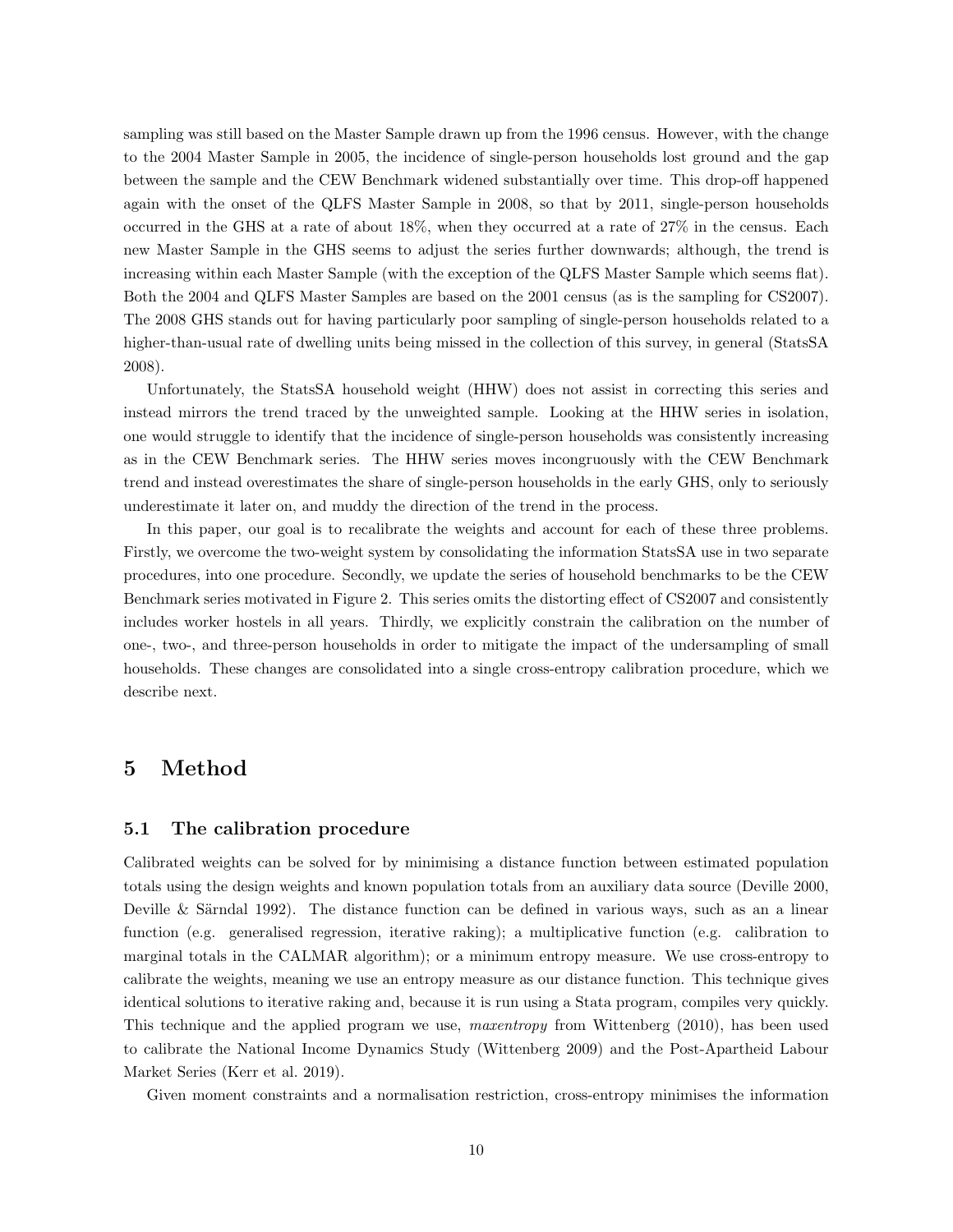sampling was still based on the Master Sample drawn up from the 1996 census. However, with the change to the 2004 Master Sample in 2005, the incidence of single-person households lost ground and the gap between the sample and the CEW Benchmark widened substantially over time. This drop-off happened again with the onset of the QLFS Master Sample in 2008, so that by 2011, single-person households occurred in the GHS at a rate of about 18%, when they occurred at a rate of 27% in the census. Each new Master Sample in the GHS seems to adjust the series further downwards; although, the trend is increasing within each Master Sample (with the exception of the QLFS Master Sample which seems flat). Both the 2004 and QLFS Master Samples are based on the 2001 census (as is the sampling for CS2007). The 2008 GHS stands out for having particularly poor sampling of single-person households related to a higher-than-usual rate of dwelling units being missed in the collection of this survey, in general (StatsSA 2008).

Unfortunately, the StatsSA household weight (HHW) does not assist in correcting this series and instead mirrors the trend traced by the unweighted sample. Looking at the HHW series in isolation, one would struggle to identify that the incidence of single-person households was consistently increasing as in the CEW Benchmark series. The HHW series moves incongruously with the CEW Benchmark trend and instead overestimates the share of single-person households in the early GHS, only to seriously underestimate it later on, and muddy the direction of the trend in the process.

In this paper, our goal is to recalibrate the weights and account for each of these three problems. Firstly, we overcome the two-weight system by consolidating the information StatsSA use in two separate procedures, into one procedure. Secondly, we update the series of household benchmarks to be the CEW Benchmark series motivated in Figure 2. This series omits the distorting effect of CS2007 and consistently includes worker hostels in all years. Thirdly, we explicitly constrain the calibration on the number of one-, two-, and three-person households in order to mitigate the impact of the undersampling of small households. These changes are consolidated into a single cross-entropy calibration procedure, which we describe next.

# 5 Method

## 5.1 The calibration procedure

Calibrated weights can be solved for by minimising a distance function between estimated population totals using the design weights and known population totals from an auxiliary data source (Deville 2000, Deville & Särndal 1992). The distance function can be defined in various ways, such as an a linear function (e.g. generalised regression, iterative raking); a multiplicative function (e.g. calibration to marginal totals in the CALMAR algorithm); or a minimum entropy measure. We use cross-entropy to calibrate the weights, meaning we use an entropy measure as our distance function. This technique gives identical solutions to iterative raking and, because it is run using a Stata program, compiles very quickly. This technique and the applied program we use, *maxentropy* from Wittenberg (2010), has been used to calibrate the National Income Dynamics Study (Wittenberg 2009) and the Post-Apartheid Labour Market Series (Kerr et al. 2019).

Given moment constraints and a normalisation restriction, cross-entropy minimises the information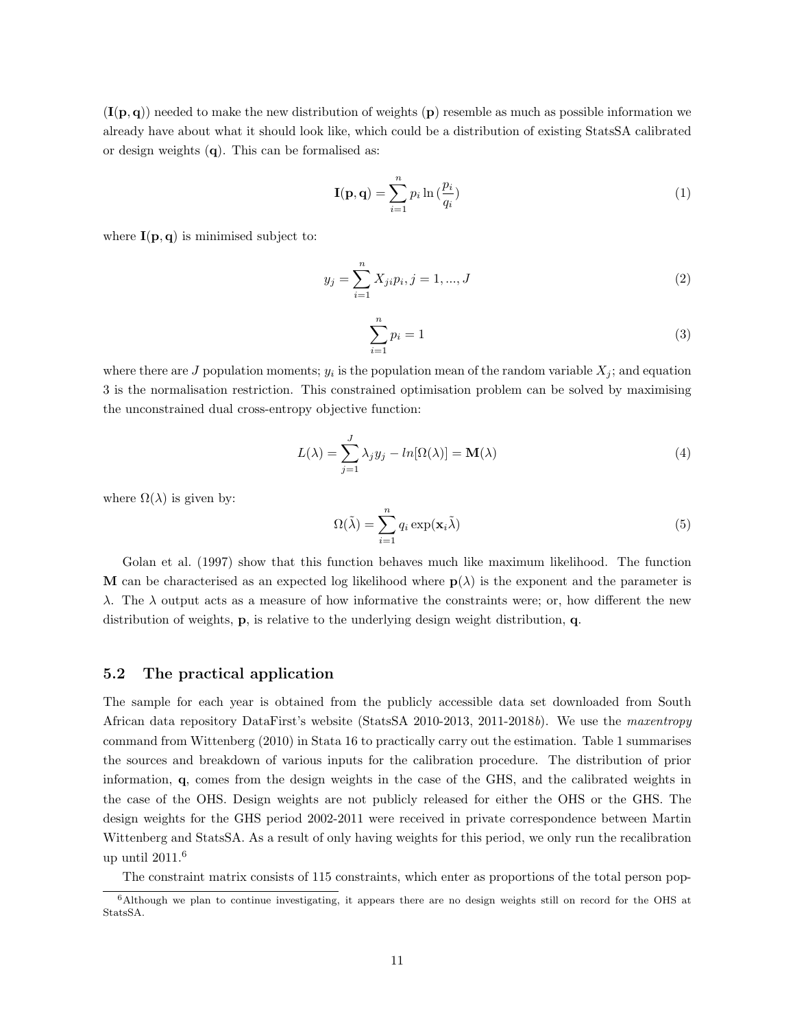($\mathbf{I}(\mathbf{p}, \mathbf{q})$) needed to make the new distribution of weights ($\mathbf{p}$) resemble as much as possible information we already have about what it should look like, which could be a distribution of existing StatsSA calibrated or design weights ($\mathbf{q}$). This can be formalised as:

$$\mathbf{I}(\mathbf{p}, \mathbf{q}) = \sum_{i=1}^{n} p_i \ln\left(\frac{p_i}{q_i}\right) \tag{1}$$

where $\mathbf{I}(\mathbf{p}, \mathbf{q})$ is minimised subject to:

$$y_j = \sum_{i=1}^{n} X_{ji} p_i, j = 1, ..., J \tag{2}$$

$$\sum_{i=1}^{n} p_i = 1 \tag{3}$$

where there are $J$ population moments; $y_i$ is the population mean of the random variable $X_j$; and equation 3 is the normalisation restriction. This constrained optimisation problem can be solved by maximising the unconstrained dual cross-entropy objective function:

$$L(\lambda) = \sum_{j=1}^{J} \lambda_j y_j - ln[\Omega(\lambda)] = \mathbf{M}(\lambda) \tag{4}$$

where $\Omega(\lambda)$ is given by:

$$\Omega(\tilde{\lambda}) = \sum_{i=1}^{n} q_i \exp(\mathbf{x}_i \tilde{\lambda}) \tag{5}$$

Golan et al. (1997) show that this function behaves much like maximum likelihood. The function $\mathbf{M}$ can be characterised as an expected log likelihood where $\mathbf{p}(\lambda)$ is the exponent and the parameter is $\lambda$. The $\lambda$ output acts as a measure of how informative the constraints were; or, how different the new distribution of weights, $\mathbf{p}$, is relative to the underlying design weight distribution, $\mathbf{q}$.

### 5.2 The practical application

The sample for each year is obtained from the publicly accessible data set downloaded from South African data repository DataFirst's website (StatsSA 2010-2013, 2011-2018*b*). We use the *maxentropy* command from Wittenberg (2010) in Stata 16 to practically carry out the estimation. Table 1 summarises the sources and breakdown of various inputs for the calibration procedure. The distribution of prior information, $\mathbf{q}$, comes from the design weights in the case of the GHS, and the calibrated weights in the case of the OHS. Design weights are not publicly released for either the OHS or the GHS. The design weights for the GHS period 2002-2011 were received in private correspondence between Martin Wittenberg and StatsSA. As a result of only having weights for this period, we only run the recalibration up until 2011.[6]

The constraint matrix consists of 115 constraints, which enter as proportions of the total person pop-

[6]Although we plan to continue investigating, it appears there are no design weights still on record for the OHS at StatsSA.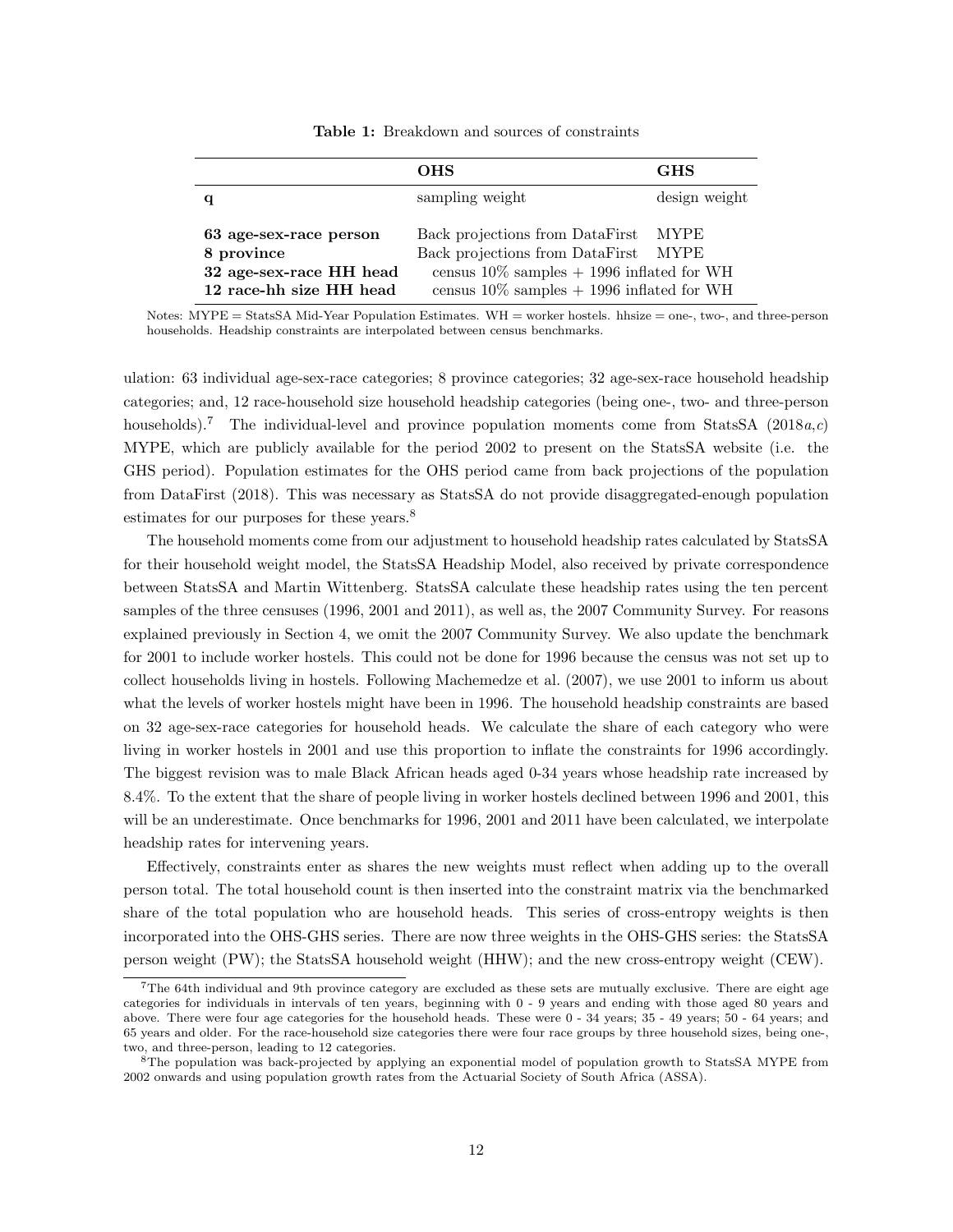**Table 1:** Breakdown and sources of constraints

| | **OHS** | **GHS** |
|---|---|---|
| **q** | sampling weight | design weight |
| **63 age-sex-race person** | Back projections from DataFirst | MYPE |
| **8 province** | Back projections from DataFirst | MYPE |
| **32 age-sex-race HH head** | census 10% samples + 1996 inflated for WH | |
| **12 race-hh size HH head** | census 10% samples + 1996 inflated for WH | |

Notes: MYPE = StatsSA Mid-Year Population Estimates. WH = worker hostels. hhsize = one-, two-, and three-person households. Headship constraints are interpolated between census benchmarks.

ulation: 63 individual age-sex-race categories; 8 province categories; 32 age-sex-race household headship categories; and, 12 race-household size household headship categories (being one-, two- and three-person households).[7] The individual-level and province population moments come from StatsSA (2018*a*,*c*) MYPE, which are publicly available for the period 2002 to present on the StatsSA website (i.e. the GHS period). Population estimates for the OHS period came from back projections of the population from DataFirst (2018). This was necessary as StatsSA do not provide disaggregated-enough population estimates for our purposes for these years.[8]

The household moments come from our adjustment to household headship rates calculated by StatsSA for their household weight model, the StatsSA Headship Model, also received by private correspondence between StatsSA and Martin Wittenberg. StatsSA calculate these headship rates using the ten percent samples of the three censuses (1996, 2001 and 2011), as well as, the 2007 Community Survey. For reasons explained previously in Section 4, we omit the 2007 Community Survey. We also update the benchmark for 2001 to include worker hostels. This could not be done for 1996 because the census was not set up to collect households living in hostels. Following Machemedze et al. (2007), we use 2001 to inform us about what the levels of worker hostels might have been in 1996. The household headship constraints are based on 32 age-sex-race categories for household heads. We calculate the share of each category who were living in worker hostels in 2001 and use this proportion to inflate the constraints for 1996 accordingly. The biggest revision was to male Black African heads aged 0-34 years whose headship rate increased by 8.4%. To the extent that the share of people living in worker hostels declined between 1996 and 2001, this will be an underestimate. Once benchmarks for 1996, 2001 and 2011 have been calculated, we interpolate headship rates for intervening years.

Effectively, constraints enter as shares the new weights must reflect when adding up to the overall person total. The total household count is then inserted into the constraint matrix via the benchmarked share of the total population who are household heads. This series of cross-entropy weights is then incorporated into the OHS-GHS series. There are now three weights in the OHS-GHS series: the StatsSA person weight (PW); the StatsSA household weight (HHW); and the new cross-entropy weight (CEW).

[7] The 64th individual and 9th province category are excluded as these sets are mutually exclusive. There are eight age categories for individuals in intervals of ten years, beginning with 0 - 9 years and ending with those aged 80 years and above. There were four age categories for the household heads. These were 0 - 34 years; 35 - 49 years; 50 - 64 years; and 65 years and older. For the race-household size categories there were four race groups by three household sizes, being one-, two, and three-person, leading to 12 categories.

[8] The population was back-projected by applying an exponential model of population growth to StatsSA MYPE from 2002 onwards and using population growth rates from the Actuarial Society of South Africa (ASSA).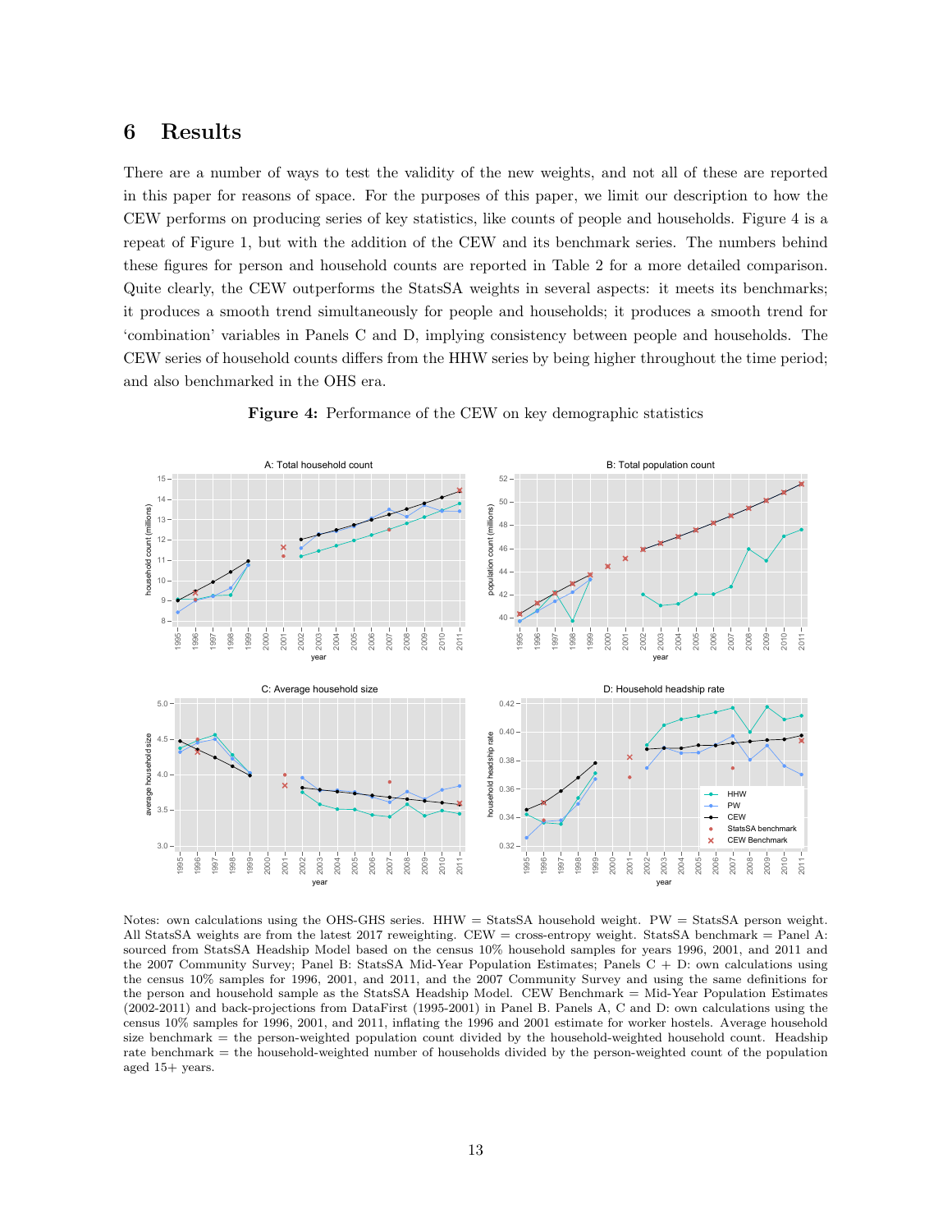# 6 Results

There are a number of ways to test the validity of the new weights, and not all of these are reported in this paper for reasons of space. For the purposes of this paper, we limit our description to how the CEW performs on producing series of key statistics, like counts of people and households. Figure 4 is a repeat of Figure 1, but with the addition of the CEW and its benchmark series. The numbers behind these figures for person and household counts are reported in Table 2 for a more detailed comparison. Quite clearly, the CEW outperforms the StatsSA weights in several aspects: it meets its benchmarks; it produces a smooth trend simultaneously for people and households; it produces a smooth trend for 'combination' variables in Panels C and D, implying consistency between people and households. The CEW series of household counts differs from the HHW series by being higher throughout the time period; and also benchmarked in the OHS era.

**Figure 4:** Performance of the CEW on key demographic statistics

Notes: own calculations using the OHS-GHS series. HHW = StatsSA household weight. PW = StatsSA person weight. All StatsSA weights are from the latest 2017 reweighting. CEW = cross-entropy weight. StatsSA benchmark = Panel A: sourced from StatsSA Headship Model based on the census 10% household samples for years 1996, 2001, and 2011 and the 2007 Community Survey; Panel B: StatsSA Mid-Year Population Estimates; Panels C + D: own calculations using the census 10% samples for 1996, 2001, and 2011, and the 2007 Community Survey and using the same definitions for the person and household sample as the StatsSA Headship Model. CEW Benchmark = Mid-Year Population Estimates (2002-2011) and back-projections from DataFirst (1995-2001) in Panel B. Panels A, C and D: own calculations using the census 10% samples for 1996, 2001, and 2011, inflating the 1996 and 2001 estimate for worker hostels. Average household size benchmark = the person-weighted population count divided by the household-weighted household count. Headship rate benchmark = the household-weighted number of households divided by the person-weighted count of the population aged 15+ years.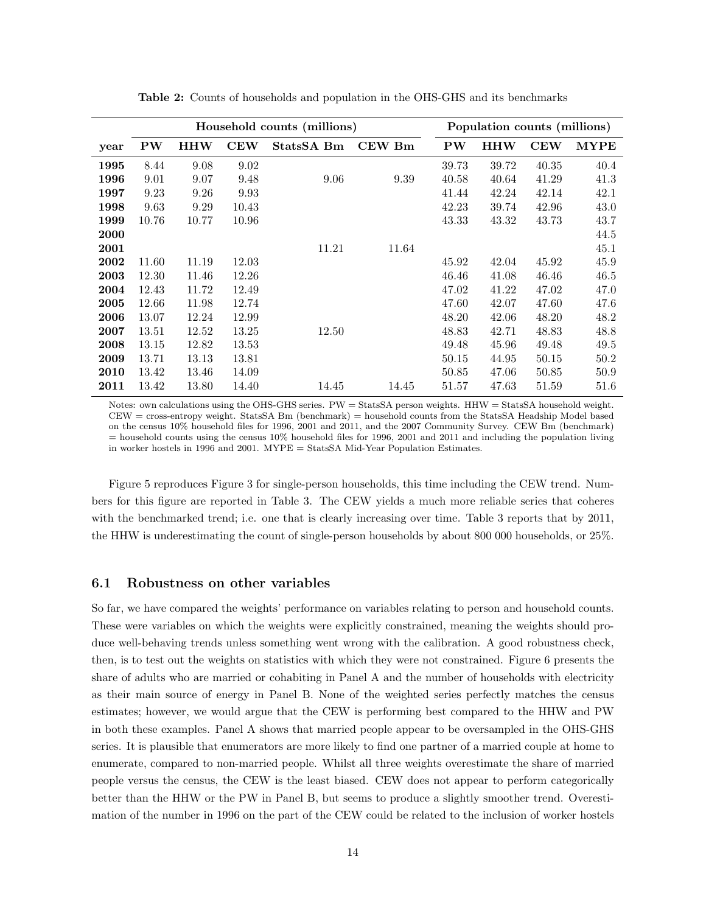**Table 2:** Counts of households and population in the OHS-GHS and its benchmarks

| | Household counts (millions) | | | | | Population counts (millions) | | | |
|---|---|---|---|---|---|---|---|---|---|
| **year** | **PW** | **HHW** | **CEW** | **StatsSA Bm** | **CEW Bm** | **PW** | **HHW** | **CEW** | **MYPE** |
| **1995** | 8.44 | 9.08 | 9.02 | | | 39.73 | 39.72 | 40.35 | 40.4 |
| **1996** | 9.01 | 9.07 | 9.48 | 9.06 | 9.39 | 40.58 | 40.64 | 41.29 | 41.3 |
| **1997** | 9.23 | 9.26 | 9.93 | | | 41.44 | 42.24 | 42.14 | 42.1 |
| **1998** | 9.63 | 9.29 | 10.43 | | | 42.23 | 39.74 | 42.96 | 43.0 |
| **1999** | 10.76 | 10.77 | 10.96 | | | 43.33 | 43.32 | 43.73 | 43.7 |
| **2000** | | | | | | | | | 44.5 |
| **2001** | | | | 11.21 | 11.64 | | | | 45.1 |
| **2002** | 11.60 | 11.19 | 12.03 | | | 45.92 | 42.04 | 45.92 | 45.9 |
| **2003** | 12.30 | 11.46 | 12.26 | | | 46.46 | 41.08 | 46.46 | 46.5 |
| **2004** | 12.43 | 11.72 | 12.49 | | | 47.02 | 41.22 | 47.02 | 47.0 |
| **2005** | 12.66 | 11.98 | 12.74 | | | 47.60 | 42.07 | 47.60 | 47.6 |
| **2006** | 13.07 | 12.24 | 12.99 | | | 48.20 | 42.06 | 48.20 | 48.2 |
| **2007** | 13.51 | 12.52 | 13.25 | 12.50 | | 48.83 | 42.71 | 48.83 | 48.8 |
| **2008** | 13.15 | 12.82 | 13.53 | | | 49.48 | 45.96 | 49.48 | 49.5 |
| **2009** | 13.71 | 13.13 | 13.81 | | | 50.15 | 44.95 | 50.15 | 50.2 |
| **2010** | 13.42 | 13.46 | 14.09 | | | 50.85 | 47.06 | 50.85 | 50.9 |
| **2011** | 13.42 | 13.80 | 14.40 | 14.45 | 14.45 | 51.57 | 47.63 | 51.59 | 51.6 |

Notes: own calculations using the OHS-GHS series. PW = StatsSA person weights. HHW = StatsSA household weight. CEW = cross-entropy weight. StatsSA Bm (benchmark) = household counts from the StatsSA Headship Model based on the census 10% household files for 1996, 2001 and 2011, and the 2007 Community Survey. CEW Bm (benchmark) = household counts using the census 10% household files for 1996, 2001 and 2011 and including the population living in worker hostels in 1996 and 2001. MYPE = StatsSA Mid-Year Population Estimates.

Figure 5 reproduces Figure 3 for single-person households, this time including the CEW trend. Numbers for this figure are reported in Table 3. The CEW yields a much more reliable series that coheres with the benchmarked trend; i.e. one that is clearly increasing over time. Table 3 reports that by 2011, the HHW is underestimating the count of single-person households by about 800 000 households, or 25%.

### 6.1 Robustness on other variables

So far, we have compared the weights' performance on variables relating to person and household counts. These were variables on which the weights were explicitly constrained, meaning the weights should produce well-behaving trends unless something went wrong with the calibration. A good robustness check, then, is to test out the weights on statistics with which they were not constrained. Figure 6 presents the share of adults who are married or cohabiting in Panel A and the number of households with electricity as their main source of energy in Panel B. None of the weighted series perfectly matches the census estimates; however, we would argue that the CEW is performing best compared to the HHW and PW in both these examples. Panel A shows that married people appear to be oversampled in the OHS-GHS series. It is plausible that enumerators are more likely to find one partner of a married couple at home to enumerate, compared to non-married people. Whilst all three weights overestimate the share of married people versus the census, the CEW is the least biased. CEW does not appear to perform categorically better than the HHW or the PW in Panel B, but seems to produce a slightly smoother trend. Overestimation of the number in 1996 on the part of the CEW could be related to the inclusion of worker hostels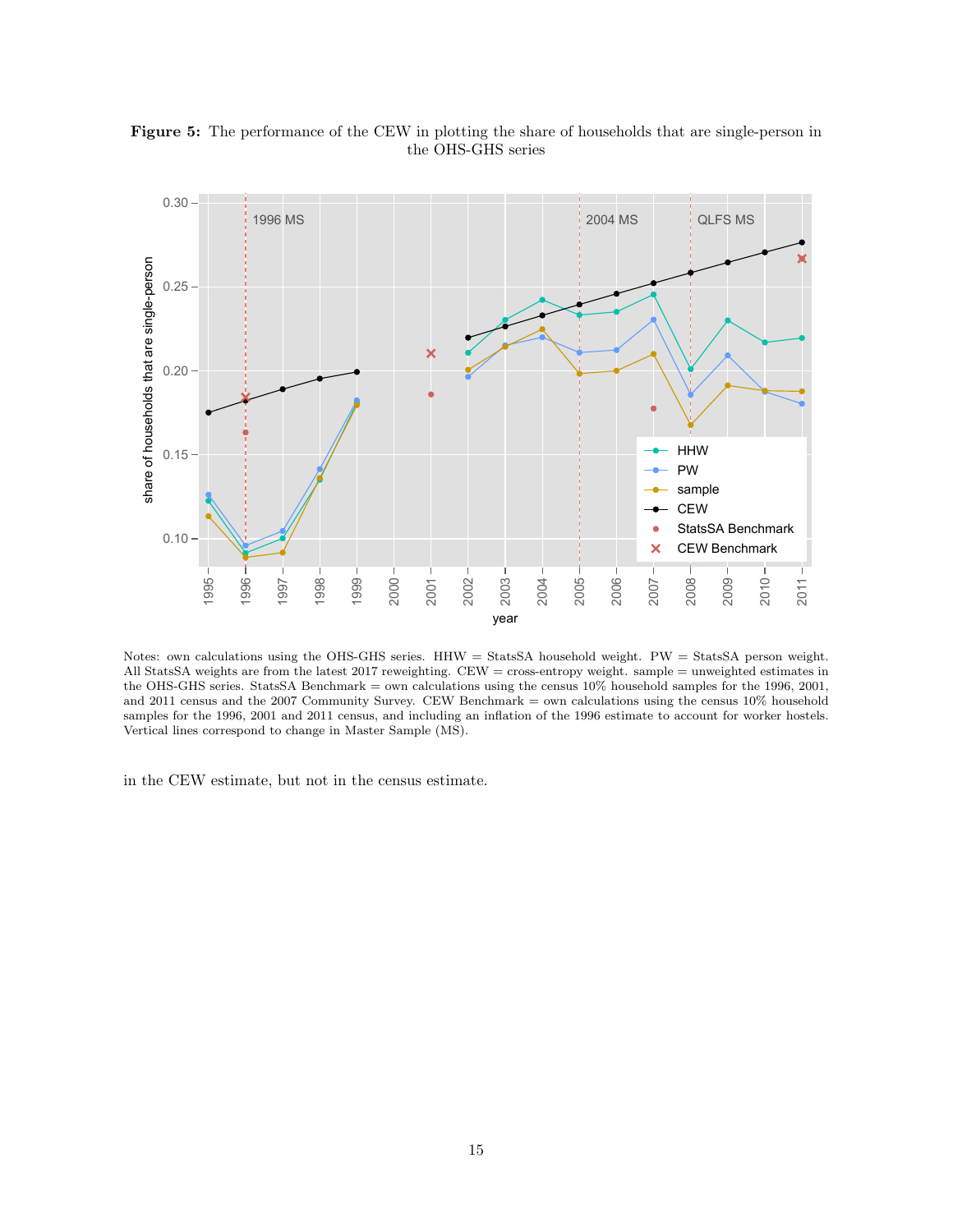**Figure 5:** The performance of the CEW in plotting the share of households that are single-person in the OHS-GHS series

Notes: own calculations using the OHS-GHS series. HHW = StatsSA household weight. PW = StatsSA person weight. All StatsSA weights are from the latest 2017 reweighting. CEW = cross-entropy weight. sample = unweighted estimates in the OHS-GHS series. StatsSA Benchmark = own calculations using the census 10% household samples for the 1996, 2001, and 2011 census and the 2007 Community Survey. CEW Benchmark = own calculations using the census 10% household samples for the 1996, 2001 and 2011 census, and including an inflation of the 1996 estimate to account for worker hostels. Vertical lines correspond to change in Master Sample (MS).

in the CEW estimate, but not in the census estimate.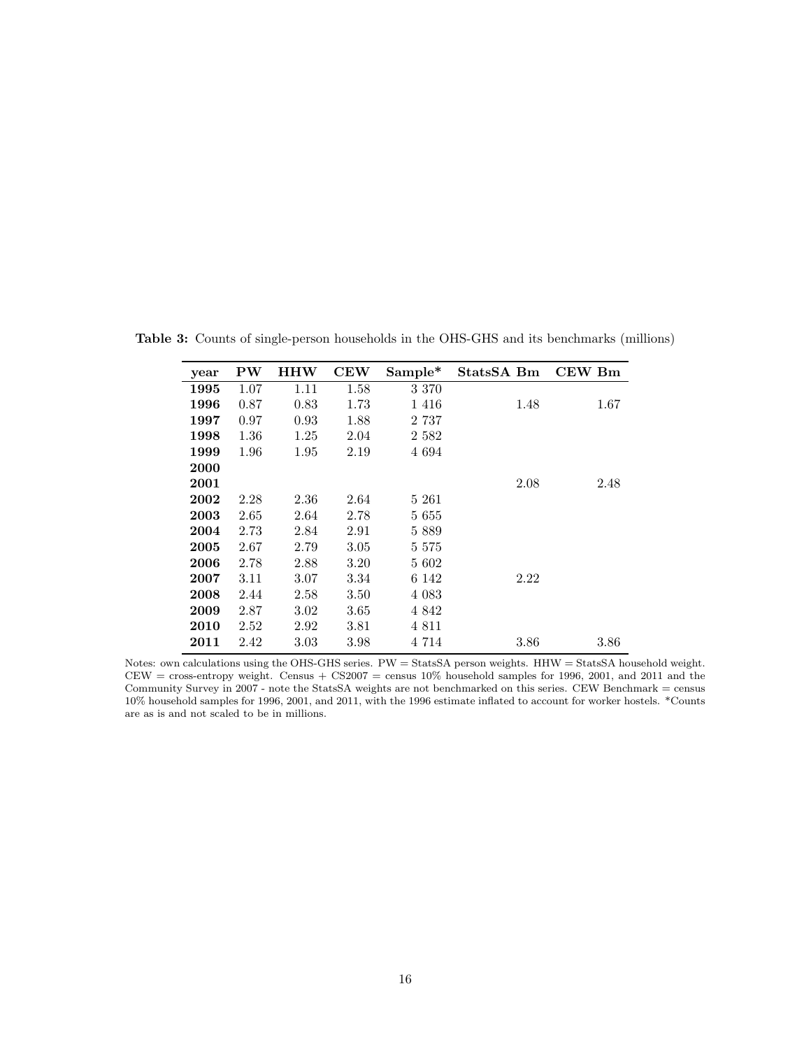**Table 3:** Counts of single-person households in the OHS-GHS and its benchmarks (millions)

| year | PW | HHW | CEW | Sample* | StatsSA Bm | CEW Bm |
|---|---|---|---|---|---|---|
| **1995** | 1.07 | 1.11 | 1.58 | 3 370 | | |
| **1996** | 0.87 | 0.83 | 1.73 | 1 416 | 1.48 | 1.67 |
| **1997** | 0.97 | 0.93 | 1.88 | 2 737 | | |
| **1998** | 1.36 | 1.25 | 2.04 | 2 582 | | |
| **1999** | 1.96 | 1.95 | 2.19 | 4 694 | | |
| **2000** | | | | | | |
| **2001** | | | | | 2.08 | 2.48 |
| **2002** | 2.28 | 2.36 | 2.64 | 5 261 | | |
| **2003** | 2.65 | 2.64 | 2.78 | 5 655 | | |
| **2004** | 2.73 | 2.84 | 2.91 | 5 889 | | |
| **2005** | 2.67 | 2.79 | 3.05 | 5 575 | | |
| **2006** | 2.78 | 2.88 | 3.20 | 5 602 | | |
| **2007** | 3.11 | 3.07 | 3.34 | 6 142 | 2.22 | |
| **2008** | 2.44 | 2.58 | 3.50 | 4 083 | | |
| **2009** | 2.87 | 3.02 | 3.65 | 4 842 | | |
| **2010** | 2.52 | 2.92 | 3.81 | 4 811 | | |
| **2011** | 2.42 | 3.03 | 3.98 | 4 714 | 3.86 | 3.86 |

Notes: own calculations using the OHS-GHS series. PW = StatsSA person weights. HHW = StatsSA household weight. CEW = cross-entropy weight. Census + CS2007 = census 10% household samples for 1996, 2001, and 2011 and the Community Survey in 2007 - note the StatsSA weights are not benchmarked on this series. CEW Benchmark = census 10% household samples for 1996, 2001, and 2011, with the 1996 estimate inflated to account for worker hostels. *Counts are as is and not scaled to be in millions.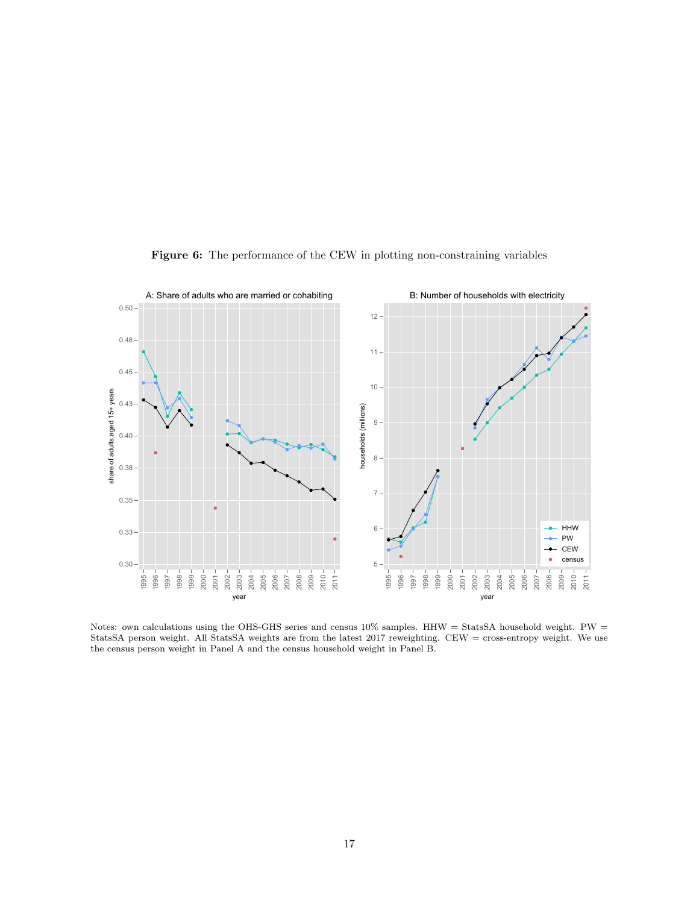**Figure 6:** The performance of the CEW in plotting non-constraining variables

Notes: own calculations using the OHS-GHS series and census 10% samples. HHW = StatsSA household weight. PW = StatsSA person weight. All StatsSA weights are from the latest 2017 reweighting. CEW = cross-entropy weight. We use the census person weight in Panel A and the census household weight in Panel B.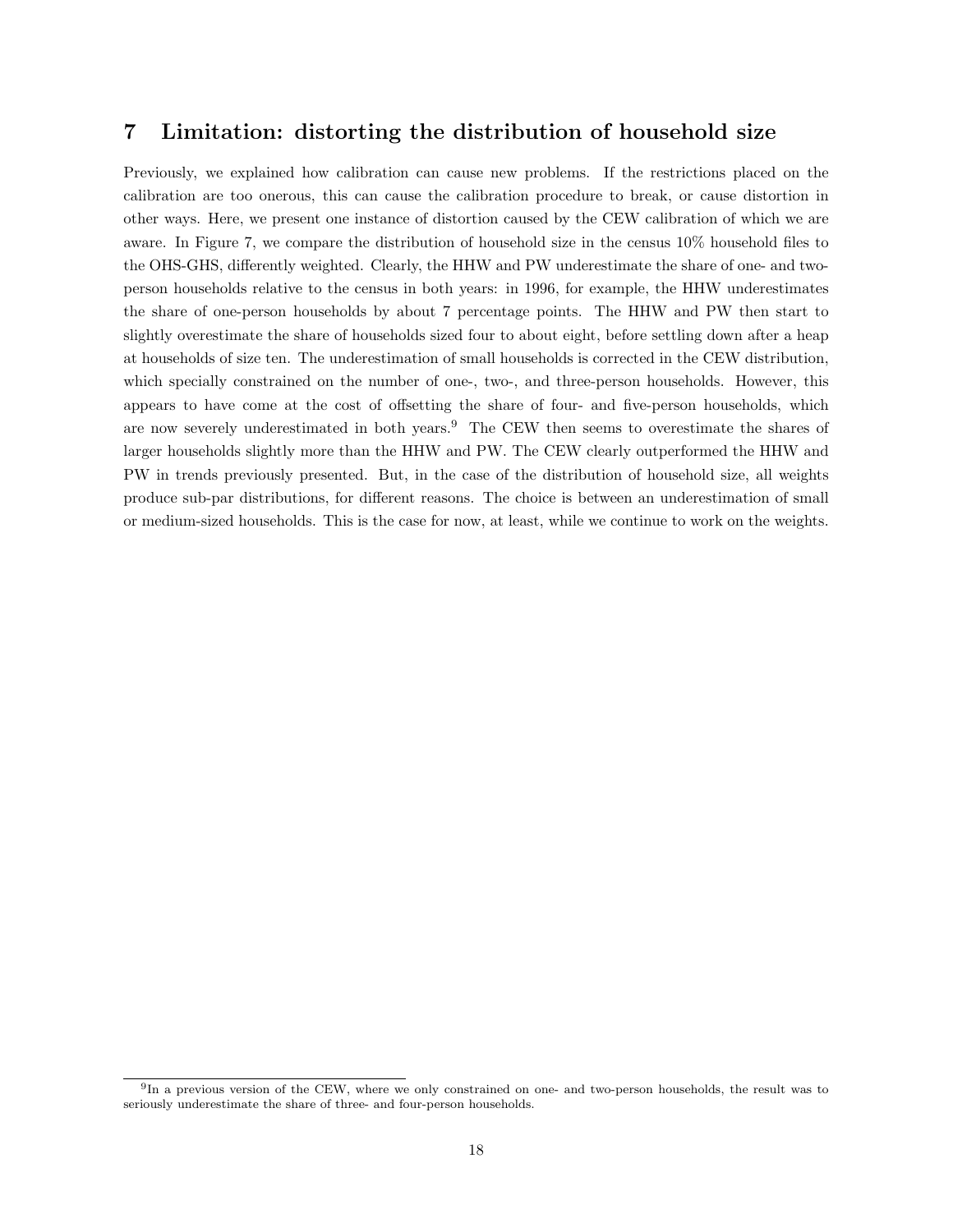## 7 Limitation: distorting the distribution of household size

Previously, we explained how calibration can cause new problems. If the restrictions placed on the calibration are too onerous, this can cause the calibration procedure to break, or cause distortion in other ways. Here, we present one instance of distortion caused by the CEW calibration of which we are aware. In Figure 7, we compare the distribution of household size in the census 10% household files to the OHS-GHS, differently weighted. Clearly, the HHW and PW underestimate the share of one- and two-person households relative to the census in both years: in 1996, for example, the HHW underestimates the share of one-person households by about 7 percentage points. The HHW and PW then start to slightly overestimate the share of households sized four to about eight, before settling down after a heap at households of size ten. The underestimation of small households is corrected in the CEW distribution, which specially constrained on the number of one-, two-, and three-person households. However, this appears to have come at the cost of offsetting the share of four- and five-person households, which are now severely underestimated in both years.[9] The CEW then seems to overestimate the shares of larger households slightly more than the HHW and PW. The CEW clearly outperformed the HHW and PW in trends previously presented. But, in the case of the distribution of household size, all weights produce sub-par distributions, for different reasons. The choice is between an underestimation of small or medium-sized households. This is the case for now, at least, while we continue to work on the weights.

[9] In a previous version of the CEW, where we only constrained on one- and two-person households, the result was to seriously underestimate the share of three- and four-person households.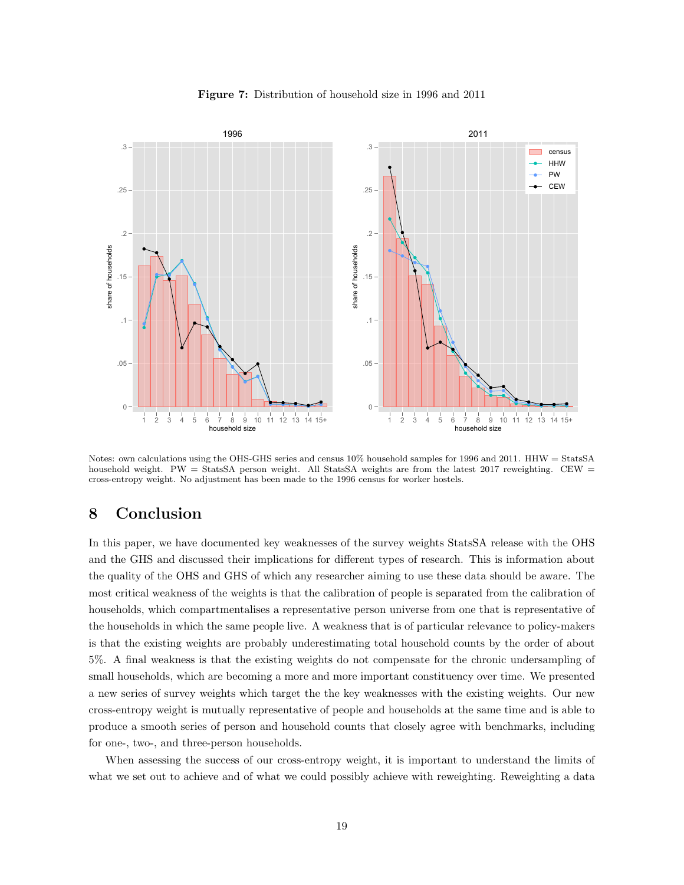**Figure 7:** Distribution of household size in 1996 and 2011

Notes: own calculations using the OHS-GHS series and census 10% household samples for 1996 and 2011. HHW = StatsSA household weight. PW = StatsSA person weight. All StatsSA weights are from the latest 2017 reweighting. CEW = cross-entropy weight. No adjustment has been made to the 1996 census for worker hostels.

# 8 Conclusion

In this paper, we have documented key weaknesses of the survey weights StatsSA release with the OHS and the GHS and discussed their implications for different types of research. This is information about the quality of the OHS and GHS of which any researcher aiming to use these data should be aware. The most critical weakness of the weights is that the calibration of people is separated from the calibration of households, which compartmentalises a representative person universe from one that is representative of the households in which the same people live. A weakness that is of particular relevance to policy-makers is that the existing weights are probably underestimating total household counts by the order of about 5%. A final weakness is that the existing weights do not compensate for the chronic undersampling of small households, which are becoming a more and more important constituency over time. We presented a new series of survey weights which target the the key weaknesses with the existing weights. Our new cross-entropy weight is mutually representative of people and households at the same time and is able to produce a smooth series of person and household counts that closely agree with benchmarks, including for one-, two-, and three-person households.

When assessing the success of our cross-entropy weight, it is important to understand the limits of what we set out to achieve and of what we could possibly achieve with reweighting. Reweighting a data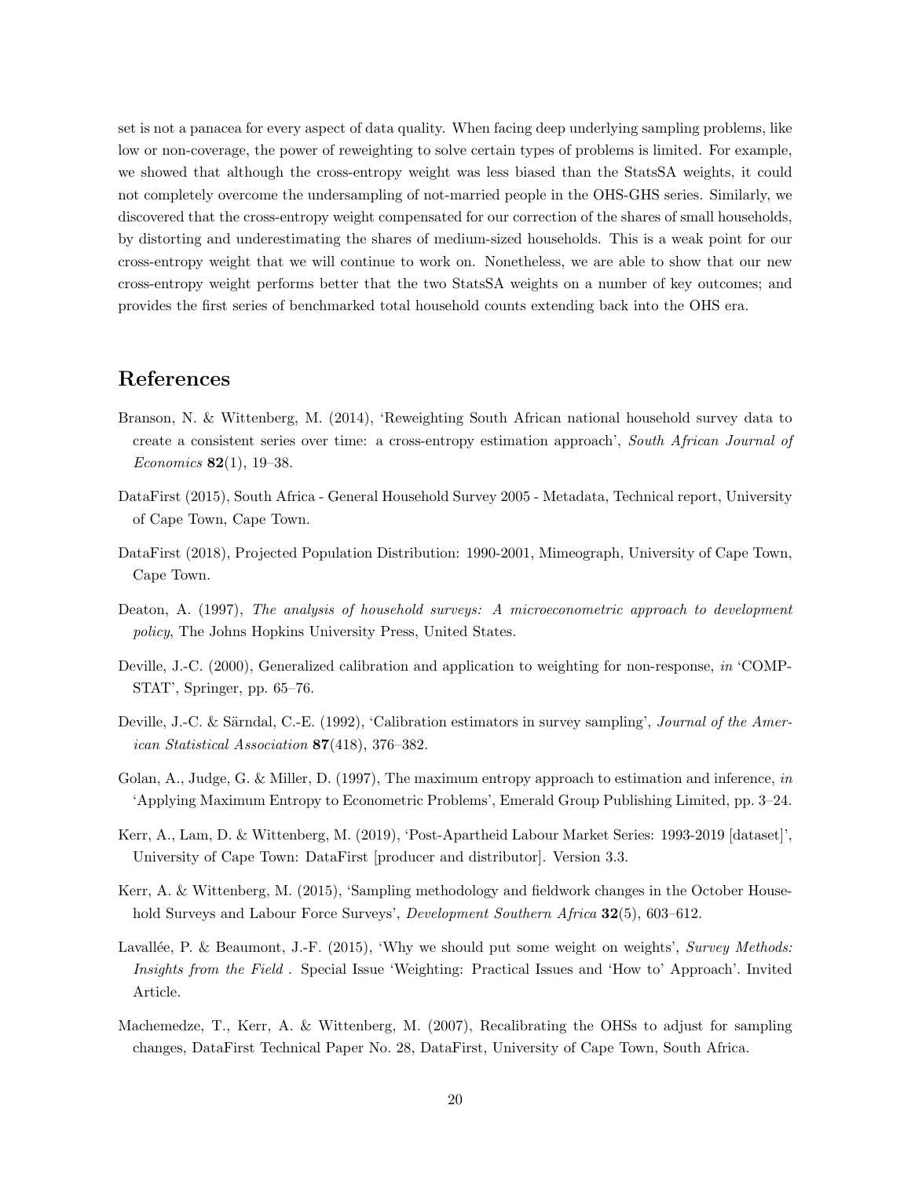set is not a panacea for every aspect of data quality. When facing deep underlying sampling problems, like low or non-coverage, the power of reweighting to solve certain types of problems is limited. For example, we showed that although the cross-entropy weight was less biased than the StatsSA weights, it could not completely overcome the undersampling of not-married people in the OHS-GHS series. Similarly, we discovered that the cross-entropy weight compensated for our correction of the shares of small households, by distorting and underestimating the shares of medium-sized households. This is a weak point for our cross-entropy weight that we will continue to work on. Nonetheless, we are able to show that our new cross-entropy weight performs better that the two StatsSA weights on a number of key outcomes; and provides the first series of benchmarked total household counts extending back into the OHS era.

# References

Branson, N. & Wittenberg, M. (2014), 'Reweighting South African national household survey data to create a consistent series over time: a cross-entropy estimation approach', *South African Journal of Economics* **82**(1), 19–38.

DataFirst (2015), South Africa - General Household Survey 2005 - Metadata, Technical report, University of Cape Town, Cape Town.

DataFirst (2018), Projected Population Distribution: 1990-2001, Mimeograph, University of Cape Town, Cape Town.

Deaton, A. (1997), *The analysis of household surveys: A microeconometric approach to development policy*, The Johns Hopkins University Press, United States.

Deville, J.-C. (2000), Generalized calibration and application to weighting for non-response, *in* 'COMPSTAT', Springer, pp. 65–76.

Deville, J.-C. & Särndal, C.-E. (1992), 'Calibration estimators in survey sampling', *Journal of the American Statistical Association* **87**(418), 376–382.

Golan, A., Judge, G. & Miller, D. (1997), The maximum entropy approach to estimation and inference, *in* 'Applying Maximum Entropy to Econometric Problems', Emerald Group Publishing Limited, pp. 3–24.

Kerr, A., Lam, D. & Wittenberg, M. (2019), 'Post-Apartheid Labour Market Series: 1993-2019 [dataset]', University of Cape Town: DataFirst [producer and distributor]. Version 3.3.

Kerr, A. & Wittenberg, M. (2015), 'Sampling methodology and fieldwork changes in the October Household Surveys and Labour Force Surveys', *Development Southern Africa* **32**(5), 603–612.

Lavallée, P. & Beaumont, J.-F. (2015), 'Why we should put some weight on weights', *Survey Methods: Insights from the Field* . Special Issue 'Weighting: Practical Issues and 'How to' Approach'. Invited Article.

Machemedze, T., Kerr, A. & Wittenberg, M. (2007), Recalibrating the OHSs to adjust for sampling changes, DataFirst Technical Paper No. 28, DataFirst, University of Cape Town, South Africa.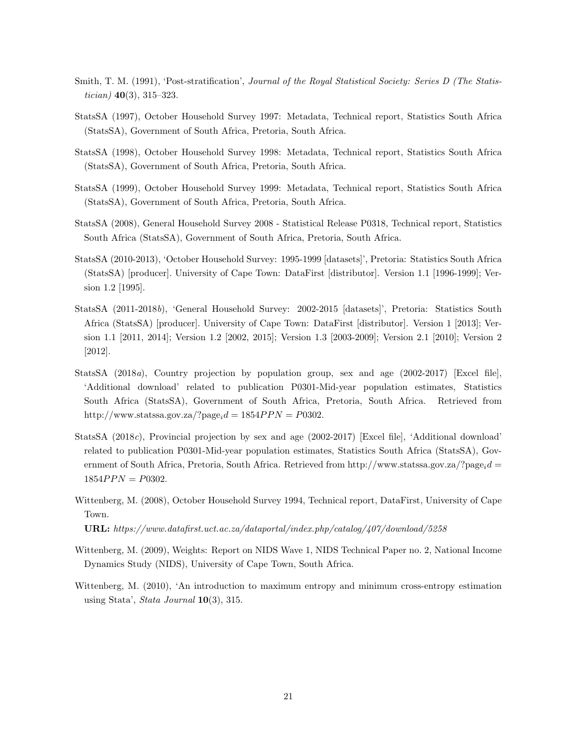Smith, T. M. (1991), 'Post-stratification', *Journal of the Royal Statistical Society: Series D (The Statistician)* **40**(3), 315–323.

StatsSA (1997), October Household Survey 1997: Metadata, Technical report, Statistics South Africa (StatsSA), Government of South Africa, Pretoria, South Africa.

StatsSA (1998), October Household Survey 1998: Metadata, Technical report, Statistics South Africa (StatsSA), Government of South Africa, Pretoria, South Africa.

StatsSA (1999), October Household Survey 1999: Metadata, Technical report, Statistics South Africa (StatsSA), Government of South Africa, Pretoria, South Africa.

StatsSA (2008), General Household Survey 2008 - Statistical Release P0318, Technical report, Statistics South Africa (StatsSA), Government of South Africa, Pretoria, South Africa.

StatsSA (2010-2013), 'October Household Survey: 1995-1999 [datasets]', Pretoria: Statistics South Africa (StatsSA) [producer]. University of Cape Town: DataFirst [distributor]. Version 1.1 [1996-1999]; Version 1.2 [1995].

StatsSA (2011-2018*b*), 'General Household Survey: 2002-2015 [datasets]', Pretoria: Statistics South Africa (StatsSA) [producer]. University of Cape Town: DataFirst [distributor]. Version 1 [2013]; Version 1.1 [2011, 2014]; Version 1.2 [2002, 2015]; Version 1.3 [2003-2009]; Version 2.1 [2010]; Version 2 [2012].

StatsSA (2018*a*), Country projection by population group, sex and age (2002-2017) [Excel file], 'Additional download' related to publication P0301-Mid-year population estimates, Statistics South Africa (StatsSA), Government of South Africa, Pretoria, South Africa. Retrieved from http://www.statssa.gov.za/?page$_i d = 1854 PPN = P0302$.

StatsSA (2018*c*), Provincial projection by sex and age (2002-2017) [Excel file], 'Additional download' related to publication P0301-Mid-year population estimates, Statistics South Africa (StatsSA), Government of South Africa, Pretoria, South Africa. Retrieved from http://www.statssa.gov.za/?page$_i d = 1854 PPN = P0302$.

Wittenberg, M. (2008), October Household Survey 1994, Technical report, DataFirst, University of Cape Town.
**URL:** *https://www.datafirst.uct.ac.za/dataportal/index.php/catalog/407/download/5258*

Wittenberg, M. (2009), Weights: Report on NIDS Wave 1, NIDS Technical Paper no. 2, National Income Dynamics Study (NIDS), University of Cape Town, South Africa.

Wittenberg, M. (2010), 'An introduction to maximum entropy and minimum cross-entropy estimation using Stata', *Stata Journal* **10**(3), 315.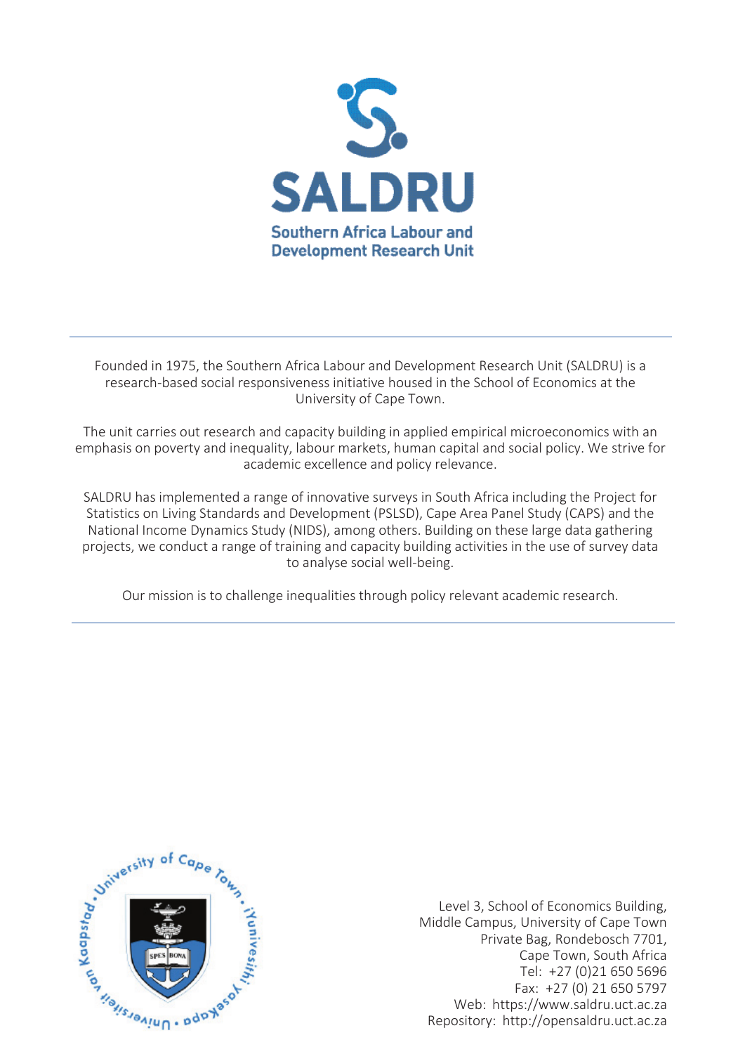SALDRU

Southern Africa Labour and Development Research Unit

Founded in 1975, the Southern Africa Labour and Development Research Unit (SALDRU) is a research-based social responsiveness initiative housed in the School of Economics at the University of Cape Town.

The unit carries out research and capacity building in applied empirical microeconomics with an emphasis on poverty and inequality, labour markets, human capital and social policy. We strive for academic excellence and policy relevance.

SALDRU has implemented a range of innovative surveys in South Africa including the Project for Statistics on Living Standards and Development (PSLSD), Cape Area Panel Study (CAPS) and the National Income Dynamics Study (NIDS), among others. Building on these large data gathering projects, we conduct a range of training and capacity building activities in the use of survey data to analyse social well-being.

Our mission is to challenge inequalities through policy relevant academic research.

Level 3, School of Economics Building,
Middle Campus, University of Cape Town
Private Bag, Rondebosch 7701,
Cape Town, South Africa
Tel: +27 (0)21 650 5696
Fax: +27 (0) 21 650 5797
Web: https://www.saldru.uct.ac.za
Repository: http://opensaldru.uct.ac.za